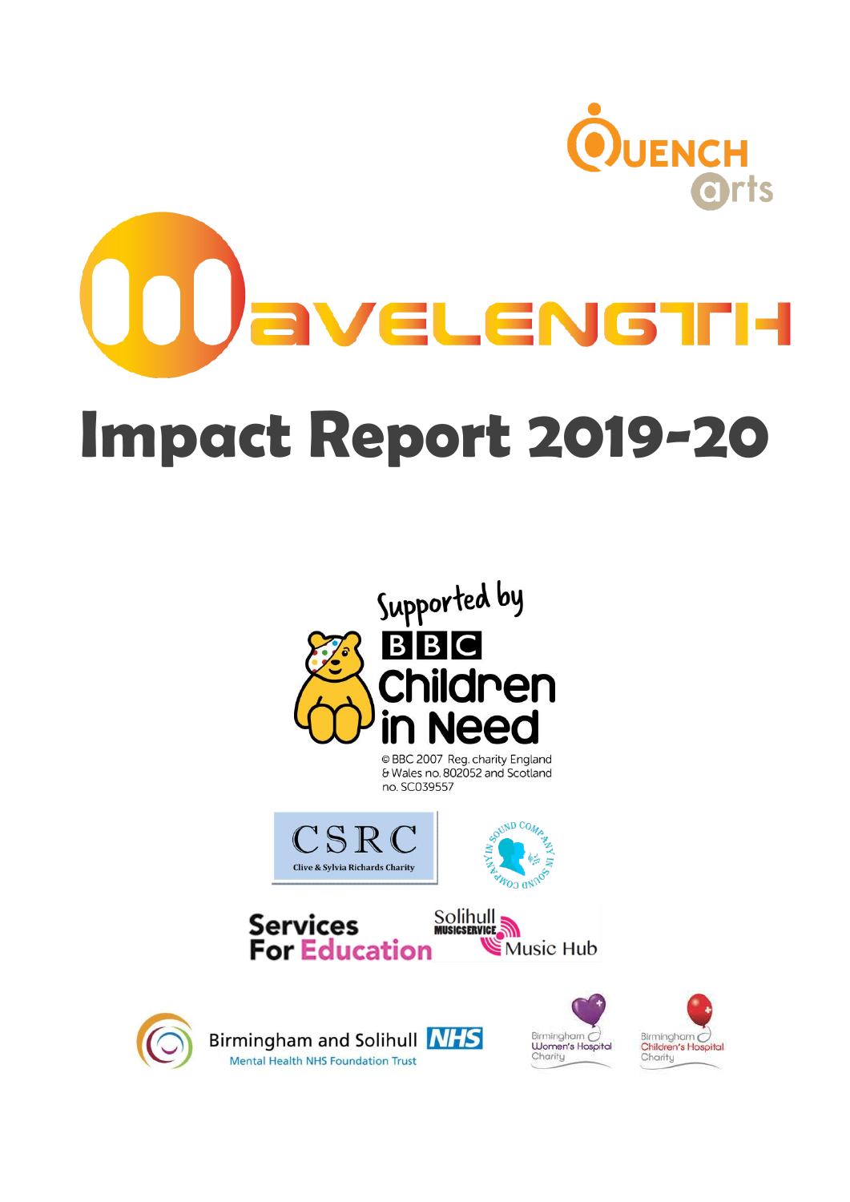Quench Arts

# Wavelength

# Impact Report 2019-20

Supported by

BBC Children in Need

© BBC 2007 Reg. charity England & Wales no. 802052 and Scotland no. SC039557

CSRC Clive & Sylvia Richards Charity

Company in Sound

Services For Education

Solihull Music Service Music Hub

Birmingham and Solihull NHS Mental Health NHS Foundation Trust

Birmingham Women's Hospital Charity

Birmingham Children's Hospital Charity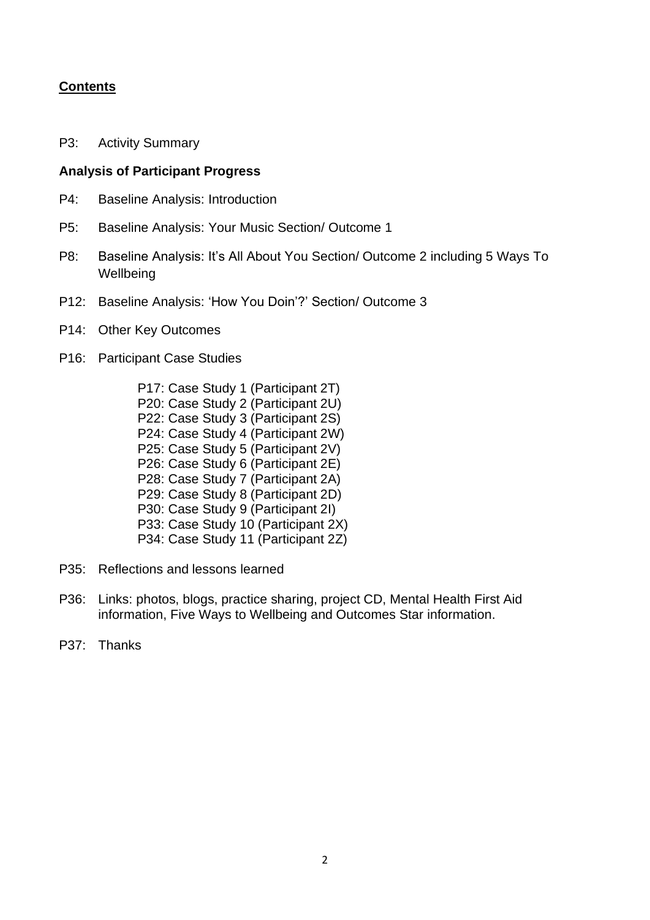## Contents

P3: Activity Summary

**Analysis of Participant Progress**

P4: Baseline Analysis: Introduction

P5: Baseline Analysis: Your Music Section/ Outcome 1

P8: Baseline Analysis: It's All About You Section/ Outcome 2 including 5 Ways To Wellbeing

P12: Baseline Analysis: 'How You Doin'?' Section/ Outcome 3

P14: Other Key Outcomes

P16: Participant Case Studies

- P17: Case Study 1 (Participant 2T)
- P20: Case Study 2 (Participant 2U)
- P22: Case Study 3 (Participant 2S)
- P24: Case Study 4 (Participant 2W)
- P25: Case Study 5 (Participant 2V)
- P26: Case Study 6 (Participant 2E)
- P28: Case Study 7 (Participant 2A)
- P29: Case Study 8 (Participant 2D)
- P30: Case Study 9 (Participant 2I)
- P33: Case Study 10 (Participant 2X)
- P34: Case Study 11 (Participant 2Z)

P35: Reflections and lessons learned

P36: Links: photos, blogs, practice sharing, project CD, Mental Health First Aid information, Five Ways to Wellbeing and Outcomes Star information.

P37: Thanks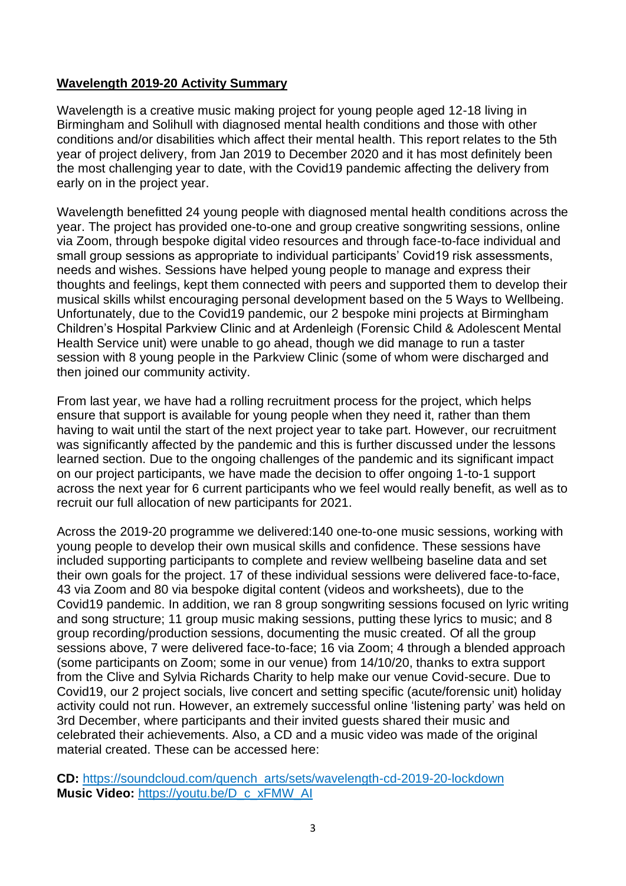**Wavelength 2019-20 Activity Summary**

Wavelength is a creative music making project for young people aged 12-18 living in Birmingham and Solihull with diagnosed mental health conditions and those with other conditions and/or disabilities which affect their mental health. This report relates to the 5th year of project delivery, from Jan 2019 to December 2020 and it has most definitely been the most challenging year to date, with the Covid19 pandemic affecting the delivery from early on in the project year.

Wavelength benefitted 24 young people with diagnosed mental health conditions across the year. The project has provided one-to-one and group creative songwriting sessions, online via Zoom, through bespoke digital video resources and through face-to-face individual and small group sessions as appropriate to individual participants' Covid19 risk assessments, needs and wishes. Sessions have helped young people to manage and express their thoughts and feelings, kept them connected with peers and supported them to develop their musical skills whilst encouraging personal development based on the 5 Ways to Wellbeing. Unfortunately, due to the Covid19 pandemic, our 2 bespoke mini projects at Birmingham Children's Hospital Parkview Clinic and at Ardenleigh (Forensic Child & Adolescent Mental Health Service unit) were unable to go ahead, though we did manage to run a taster session with 8 young people in the Parkview Clinic (some of whom were discharged and then joined our community activity.

From last year, we have had a rolling recruitment process for the project, which helps ensure that support is available for young people when they need it, rather than them having to wait until the start of the next project year to take part. However, our recruitment was significantly affected by the pandemic and this is further discussed under the lessons learned section. Due to the ongoing challenges of the pandemic and its significant impact on our project participants, we have made the decision to offer ongoing 1-to-1 support across the next year for 6 current participants who we feel would really benefit, as well as to recruit our full allocation of new participants for 2021.

Across the 2019-20 programme we delivered:140 one-to-one music sessions, working with young people to develop their own musical skills and confidence. These sessions have included supporting participants to complete and review wellbeing baseline data and set their own goals for the project. 17 of these individual sessions were delivered face-to-face, 43 via Zoom and 80 via bespoke digital content (videos and worksheets), due to the Covid19 pandemic. In addition, we ran 8 group songwriting sessions focused on lyric writing and song structure; 11 group music making sessions, putting these lyrics to music; and 8 group recording/production sessions, documenting the music created. Of all the group sessions above, 7 were delivered face-to-face; 16 via Zoom; 4 through a blended approach (some participants on Zoom; some in our venue) from 14/10/20, thanks to extra support from the Clive and Sylvia Richards Charity to help make our venue Covid-secure. Due to Covid19, our 2 project socials, live concert and setting specific (acute/forensic unit) holiday activity could not run. However, an extremely successful online 'listening party' was held on 3rd December, where participants and their invited guests shared their music and celebrated their achievements. Also, a CD and a music video was made of the original material created. These can be accessed here:

**CD:** [https://soundcloud.com/quench_arts/sets/wavelength-cd-2019-20-lockdown](https://soundcloud.com/quench_arts/sets/wavelength-cd-2019-20-lockdown)
**Music Video:** [https://youtu.be/D_c_xFMW_AI](https://youtu.be/D_c_xFMW_AI)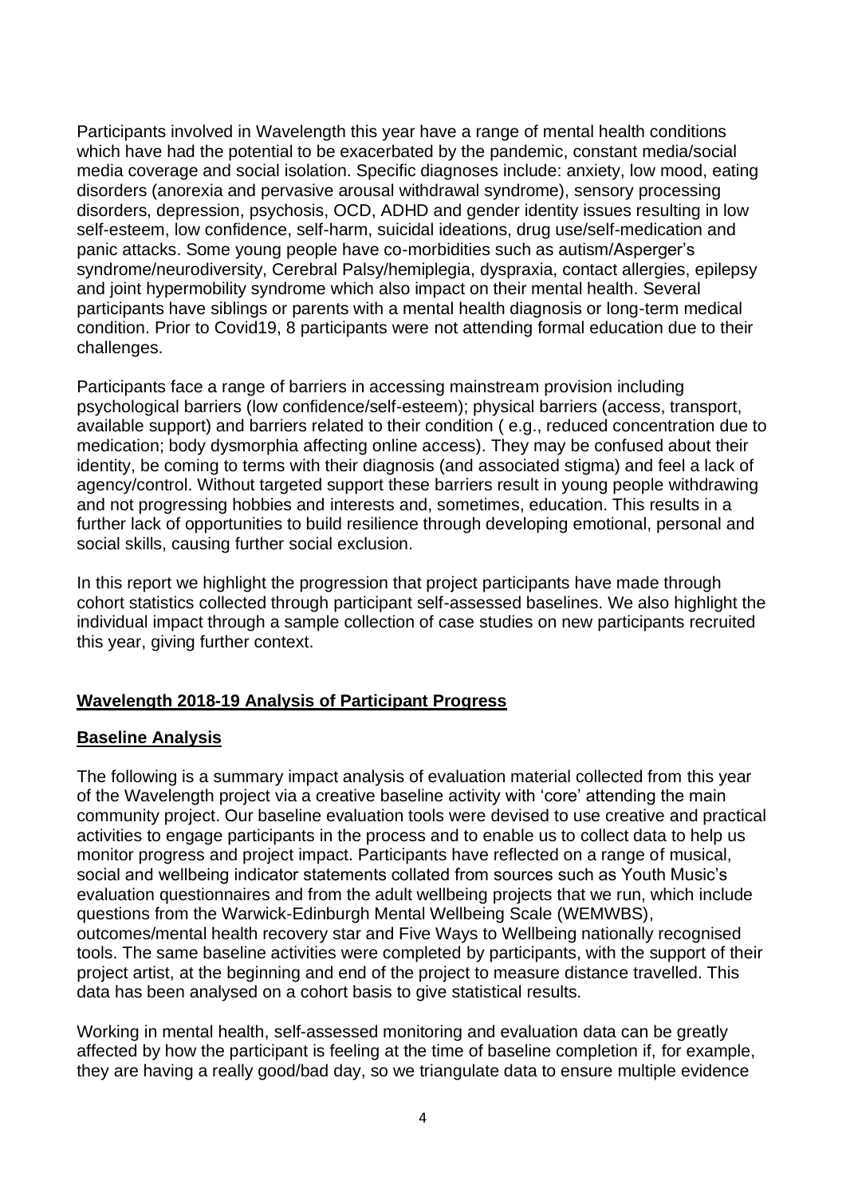Participants involved in Wavelength this year have a range of mental health conditions which have had the potential to be exacerbated by the pandemic, constant media/social media coverage and social isolation. Specific diagnoses include: anxiety, low mood, eating disorders (anorexia and pervasive arousal withdrawal syndrome), sensory processing disorders, depression, psychosis, OCD, ADHD and gender identity issues resulting in low self-esteem, low confidence, self-harm, suicidal ideations, drug use/self-medication and panic attacks. Some young people have co-morbidities such as autism/Asperger's syndrome/neurodiversity, Cerebral Palsy/hemiplegia, dyspraxia, contact allergies, epilepsy and joint hypermobility syndrome which also impact on their mental health. Several participants have siblings or parents with a mental health diagnosis or long-term medical condition. Prior to Covid19, 8 participants were not attending formal education due to their challenges.

Participants face a range of barriers in accessing mainstream provision including psychological barriers (low confidence/self-esteem); physical barriers (access, transport, available support) and barriers related to their condition ( e.g., reduced concentration due to medication; body dysmorphia affecting online access). They may be confused about their identity, be coming to terms with their diagnosis (and associated stigma) and feel a lack of agency/control. Without targeted support these barriers result in young people withdrawing and not progressing hobbies and interests and, sometimes, education. This results in a further lack of opportunities to build resilience through developing emotional, personal and social skills, causing further social exclusion.

In this report we highlight the progression that project participants have made through cohort statistics collected through participant self-assessed baselines. We also highlight the individual impact through a sample collection of case studies on new participants recruited this year, giving further context.

## Wavelength 2018-19 Analysis of Participant Progress

### Baseline Analysis

The following is a summary impact analysis of evaluation material collected from this year of the Wavelength project via a creative baseline activity with 'core' attending the main community project. Our baseline evaluation tools were devised to use creative and practical activities to engage participants in the process and to enable us to collect data to help us monitor progress and project impact. Participants have reflected on a range of musical, social and wellbeing indicator statements collated from sources such as Youth Music's evaluation questionnaires and from the adult wellbeing projects that we run, which include questions from the Warwick-Edinburgh Mental Wellbeing Scale (WEMWBS), outcomes/mental health recovery star and Five Ways to Wellbeing nationally recognised tools. The same baseline activities were completed by participants, with the support of their project artist, at the beginning and end of the project to measure distance travelled. This data has been analysed on a cohort basis to give statistical results.

Working in mental health, self-assessed monitoring and evaluation data can be greatly affected by how the participant is feeling at the time of baseline completion if, for example, they are having a really good/bad day, so we triangulate data to ensure multiple evidence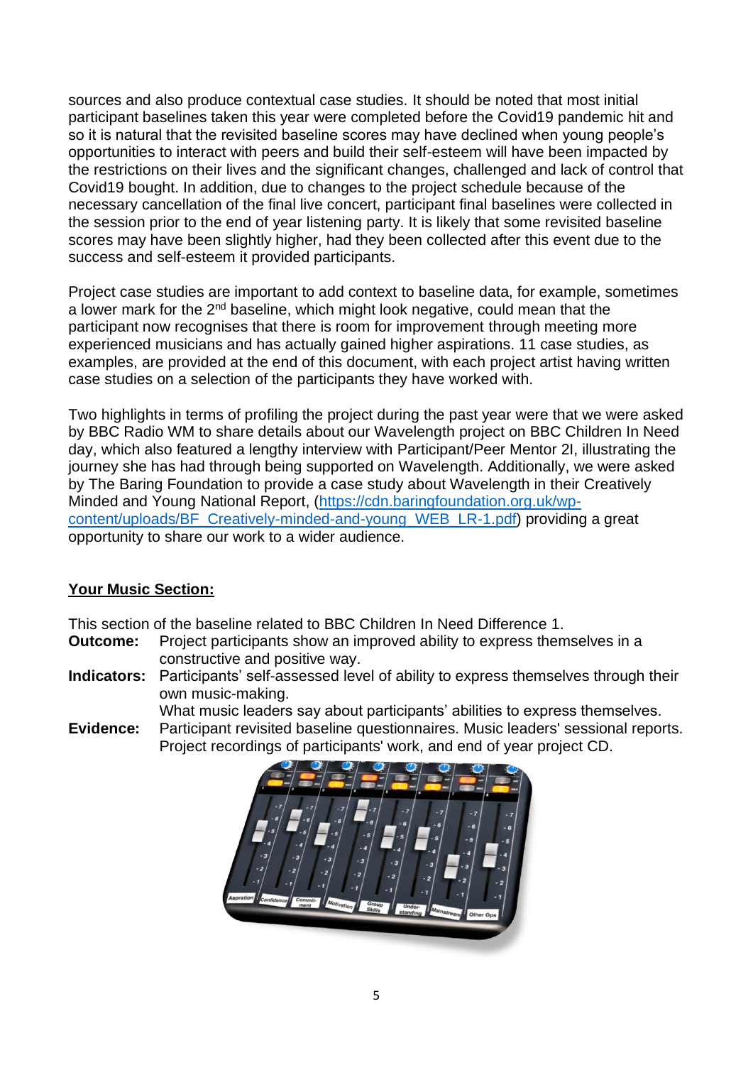sources and also produce contextual case studies. It should be noted that most initial participant baselines taken this year were completed before the Covid19 pandemic hit and so it is natural that the revisited baseline scores may have declined when young people's opportunities to interact with peers and build their self-esteem will have been impacted by the restrictions on their lives and the significant changes, challenged and lack of control that Covid19 bought. In addition, due to changes to the project schedule because of the necessary cancellation of the final live concert, participant final baselines were collected in the session prior to the end of year listening party. It is likely that some revisited baseline scores may have been slightly higher, had they been collected after this event due to the success and self-esteem it provided participants.

Project case studies are important to add context to baseline data, for example, sometimes a lower mark for the 2nd baseline, which might look negative, could mean that the participant now recognises that there is room for improvement through meeting more experienced musicians and has actually gained higher aspirations. 11 case studies, as examples, are provided at the end of this document, with each project artist having written case studies on a selection of the participants they have worked with.

Two highlights in terms of profiling the project during the past year were that we were asked by BBC Radio WM to share details about our Wavelength project on BBC Children In Need day, which also featured a lengthy interview with Participant/Peer Mentor 2I, illustrating the journey she has had through being supported on Wavelength. Additionally, we were asked by The Baring Foundation to provide a case study about Wavelength in their Creatively Minded and Young National Report, (https://cdn.baringfoundation.org.uk/wp-content/uploads/BF_Creatively-minded-and-young_WEB_LR-1.pdf) providing a great opportunity to share our work to a wider audience.

## Your Music Section:

This section of the baseline related to BBC Children In Need Difference 1.

**Outcome:** Project participants show an improved ability to express themselves in a constructive and positive way.

**Indicators:** Participants' self-assessed level of ability to express themselves through their own music-making.
What music leaders say about participants' abilities to express themselves.

**Evidence:** Participant revisited baseline questionnaires. Music leaders' sessional reports. Project recordings of participants' work, and end of year project CD.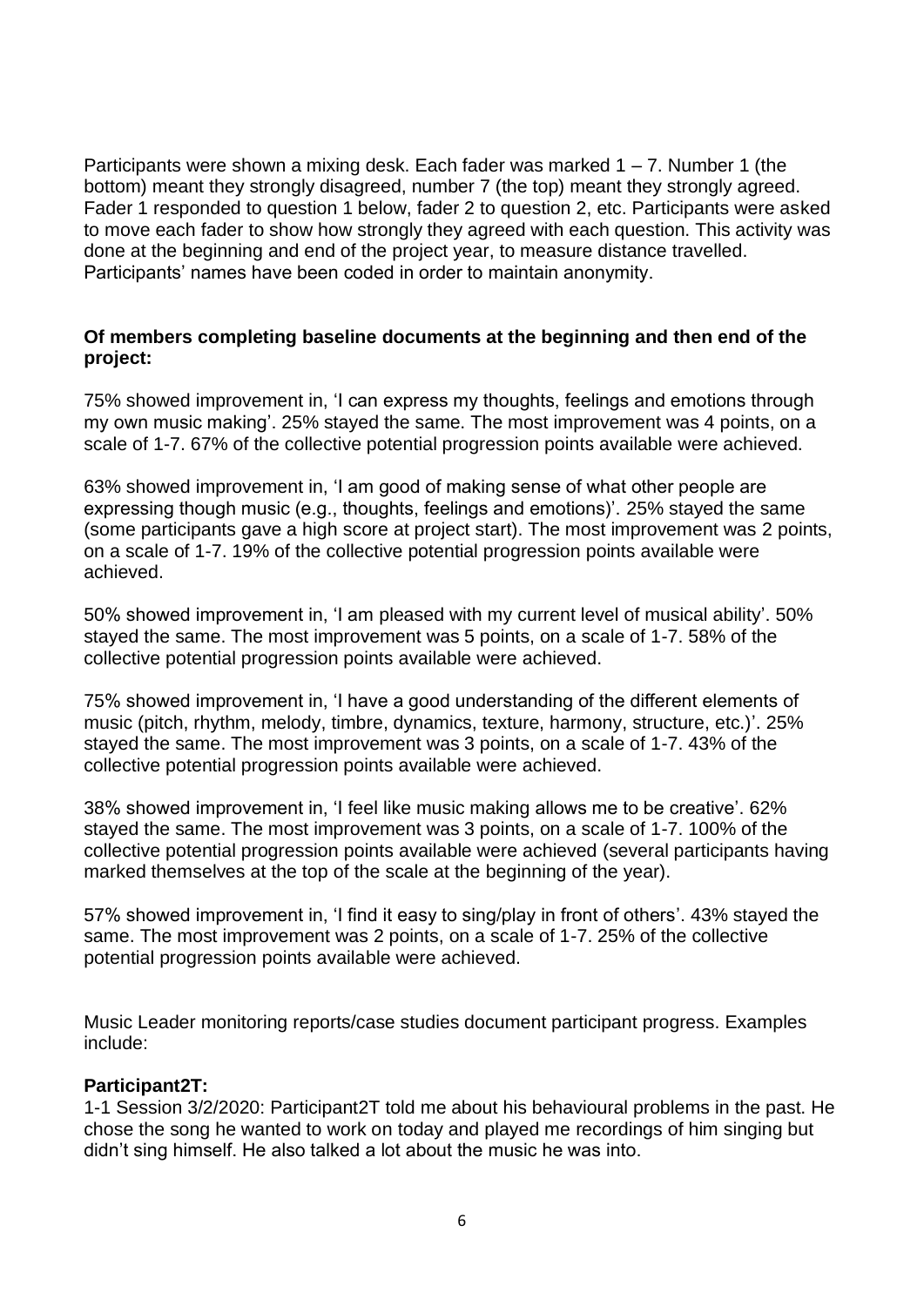Participants were shown a mixing desk. Each fader was marked 1 – 7. Number 1 (the bottom) meant they strongly disagreed, number 7 (the top) meant they strongly agreed. Fader 1 responded to question 1 below, fader 2 to question 2, etc. Participants were asked to move each fader to show how strongly they agreed with each question. This activity was done at the beginning and end of the project year, to measure distance travelled. Participants' names have been coded in order to maintain anonymity.

**Of members completing baseline documents at the beginning and then end of the project:**

75% showed improvement in, 'I can express my thoughts, feelings and emotions through my own music making'. 25% stayed the same. The most improvement was 4 points, on a scale of 1-7. 67% of the collective potential progression points available were achieved.

63% showed improvement in, 'I am good of making sense of what other people are expressing though music (e.g., thoughts, feelings and emotions)'. 25% stayed the same (some participants gave a high score at project start). The most improvement was 2 points, on a scale of 1-7. 19% of the collective potential progression points available were achieved.

50% showed improvement in, 'I am pleased with my current level of musical ability'. 50% stayed the same. The most improvement was 5 points, on a scale of 1-7. 58% of the collective potential progression points available were achieved.

75% showed improvement in, 'I have a good understanding of the different elements of music (pitch, rhythm, melody, timbre, dynamics, texture, harmony, structure, etc.)'. 25% stayed the same. The most improvement was 3 points, on a scale of 1-7. 43% of the collective potential progression points available were achieved.

38% showed improvement in, 'I feel like music making allows me to be creative'. 62% stayed the same. The most improvement was 3 points, on a scale of 1-7. 100% of the collective potential progression points available were achieved (several participants having marked themselves at the top of the scale at the beginning of the year).

57% showed improvement in, 'I find it easy to sing/play in front of others'. 43% stayed the same. The most improvement was 2 points, on a scale of 1-7. 25% of the collective potential progression points available were achieved.

Music Leader monitoring reports/case studies document participant progress. Examples include:

**Participant2T:**

1-1 Session 3/2/2020: Participant2T told me about his behavioural problems in the past. He chose the song he wanted to work on today and played me recordings of him singing but didn't sing himself. He also talked a lot about the music he was into.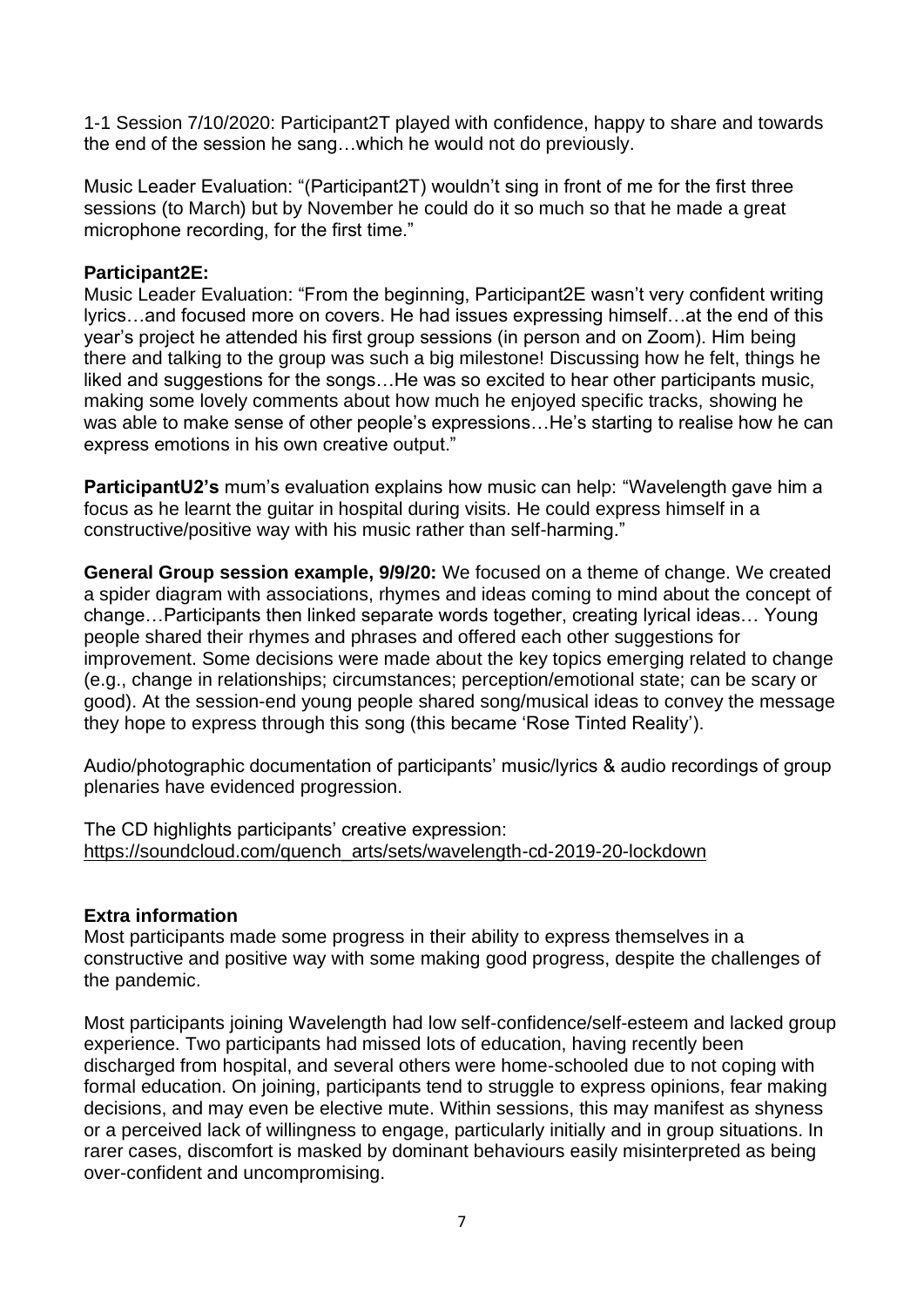1-1 Session 7/10/2020: Participant2T played with confidence, happy to share and towards the end of the session he sang…which he would not do previously.

Music Leader Evaluation: "(Participant2T) wouldn't sing in front of me for the first three sessions (to March) but by November he could do it so much so that he made a great microphone recording, for the first time."

**Participant2E:**
Music Leader Evaluation: "From the beginning, Participant2E wasn't very confident writing lyrics…and focused more on covers. He had issues expressing himself…at the end of this year's project he attended his first group sessions (in person and on Zoom). Him being there and talking to the group was such a big milestone! Discussing how he felt, things he liked and suggestions for the songs…He was so excited to hear other participants music, making some lovely comments about how much he enjoyed specific tracks, showing he was able to make sense of other people's expressions…He's starting to realise how he can express emotions in his own creative output."

**ParticipantU2's** mum's evaluation explains how music can help: "Wavelength gave him a focus as he learnt the guitar in hospital during visits. He could express himself in a constructive/positive way with his music rather than self-harming."

**General Group session example, 9/9/20:** We focused on a theme of change. We created a spider diagram with associations, rhymes and ideas coming to mind about the concept of change…Participants then linked separate words together, creating lyrical ideas… Young people shared their rhymes and phrases and offered each other suggestions for improvement. Some decisions were made about the key topics emerging related to change (e.g., change in relationships; circumstances; perception/emotional state; can be scary or good). At the session-end young people shared song/musical ideas to convey the message they hope to express through this song (this became 'Rose Tinted Reality').

Audio/photographic documentation of participants' music/lyrics & audio recordings of group plenaries have evidenced progression.

The CD highlights participants' creative expression:
https://soundcloud.com/quench_arts/sets/wavelength-cd-2019-20-lockdown

**Extra information**

Most participants made some progress in their ability to express themselves in a constructive and positive way with some making good progress, despite the challenges of the pandemic.

Most participants joining Wavelength had low self-confidence/self-esteem and lacked group experience. Two participants had missed lots of education, having recently been discharged from hospital, and several others were home-schooled due to not coping with formal education. On joining, participants tend to struggle to express opinions, fear making decisions, and may even be elective mute. Within sessions, this may manifest as shyness or a perceived lack of willingness to engage, particularly initially and in group situations. In rarer cases, discomfort is masked by dominant behaviours easily misinterpreted as being over-confident and uncompromising.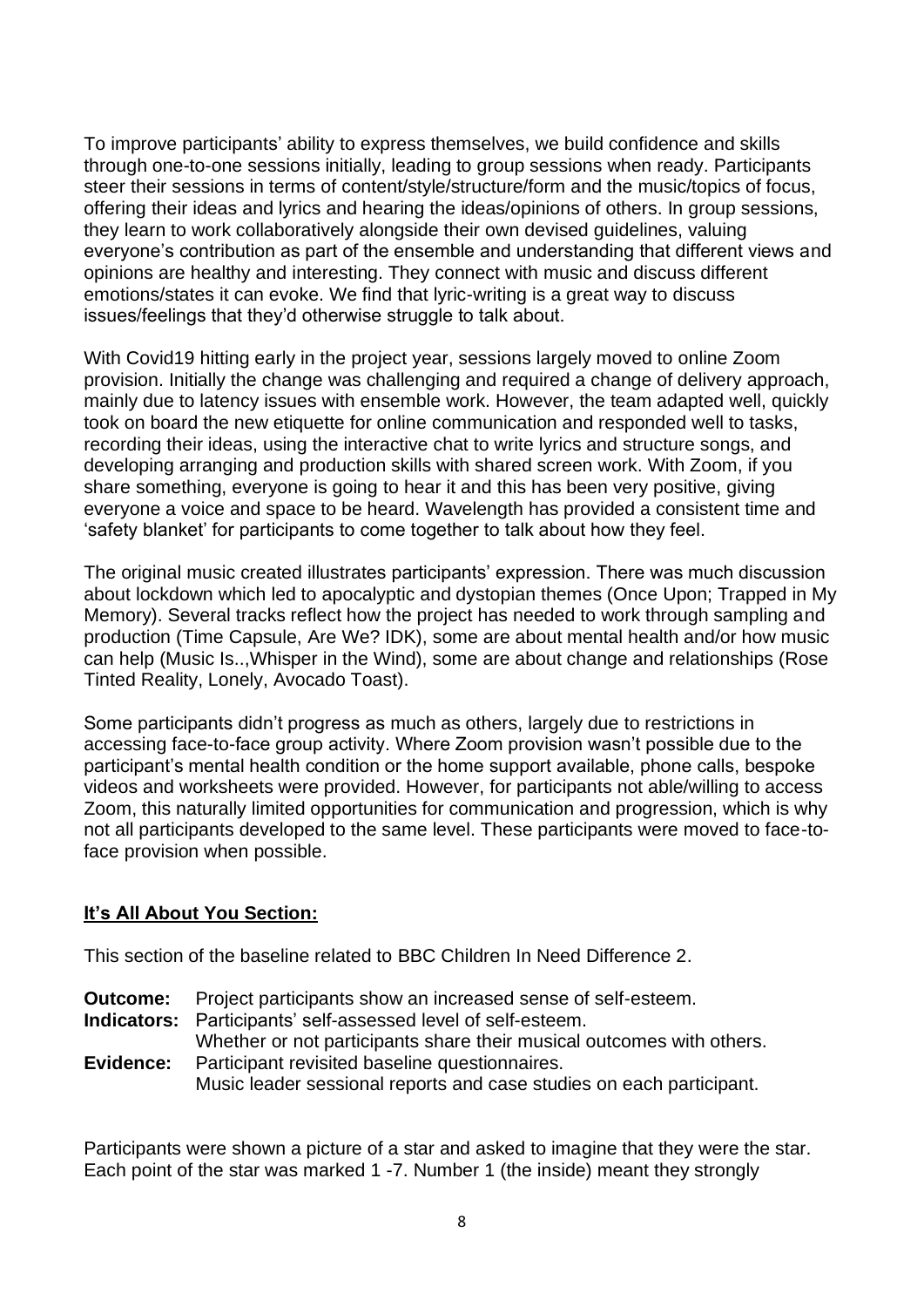To improve participants' ability to express themselves, we build confidence and skills through one-to-one sessions initially, leading to group sessions when ready. Participants steer their sessions in terms of content/style/structure/form and the music/topics of focus, offering their ideas and lyrics and hearing the ideas/opinions of others. In group sessions, they learn to work collaboratively alongside their own devised guidelines, valuing everyone's contribution as part of the ensemble and understanding that different views and opinions are healthy and interesting. They connect with music and discuss different emotions/states it can evoke. We find that lyric-writing is a great way to discuss issues/feelings that they'd otherwise struggle to talk about.

With Covid19 hitting early in the project year, sessions largely moved to online Zoom provision. Initially the change was challenging and required a change of delivery approach, mainly due to latency issues with ensemble work. However, the team adapted well, quickly took on board the new etiquette for online communication and responded well to tasks, recording their ideas, using the interactive chat to write lyrics and structure songs, and developing arranging and production skills with shared screen work. With Zoom, if you share something, everyone is going to hear it and this has been very positive, giving everyone a voice and space to be heard. Wavelength has provided a consistent time and 'safety blanket' for participants to come together to talk about how they feel.

The original music created illustrates participants' expression. There was much discussion about lockdown which led to apocalyptic and dystopian themes (Once Upon; Trapped in My Memory). Several tracks reflect how the project has needed to work through sampling and production (Time Capsule, Are We? IDK), some are about mental health and/or how music can help (Music Is..,Whisper in the Wind), some are about change and relationships (Rose Tinted Reality, Lonely, Avocado Toast).

Some participants didn't progress as much as others, largely due to restrictions in accessing face-to-face group activity. Where Zoom provision wasn't possible due to the participant's mental health condition or the home support available, phone calls, bespoke videos and worksheets were provided. However, for participants not able/willing to access Zoom, this naturally limited opportunities for communication and progression, which is why not all participants developed to the same level. These participants were moved to face-to-face provision when possible.

## It's All About You Section:

This section of the baseline related to BBC Children In Need Difference 2.

**Outcome:** Project participants show an increased sense of self-esteem.
**Indicators:** Participants' self-assessed level of self-esteem.
Whether or not participants share their musical outcomes with others.
**Evidence:** Participant revisited baseline questionnaires.
Music leader sessional reports and case studies on each participant.

Participants were shown a picture of a star and asked to imagine that they were the star. Each point of the star was marked 1 -7. Number 1 (the inside) meant they strongly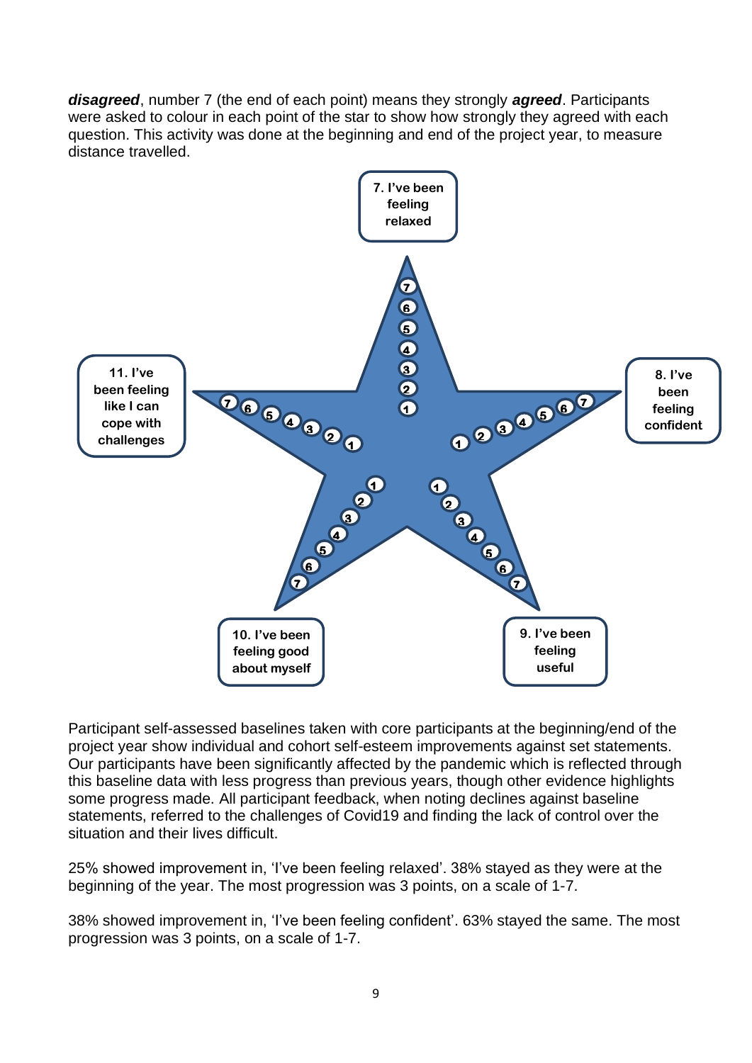***disagreed***, number 7 (the end of each point) means they strongly ***agreed***. Participants were asked to colour in each point of the star to show how strongly they agreed with each question. This activity was done at the beginning and end of the project year, to measure distance travelled.

**7. I've been feeling relaxed**

**8. I've been feeling confident**

**9. I've been feeling useful**

**10. I've been feeling good about myself**

**11. I've been feeling like I can cope with challenges**

Participant self-assessed baselines taken with core participants at the beginning/end of the project year show individual and cohort self-esteem improvements against set statements. Our participants have been significantly affected by the pandemic which is reflected through this baseline data with less progress than previous years, though other evidence highlights some progress made. All participant feedback, when noting declines against baseline statements, referred to the challenges of Covid19 and finding the lack of control over the situation and their lives difficult.

25% showed improvement in, 'I've been feeling relaxed'. 38% stayed as they were at the beginning of the year. The most progression was 3 points, on a scale of 1-7.

38% showed improvement in, 'I've been feeling confident'. 63% stayed the same. The most progression was 3 points, on a scale of 1-7.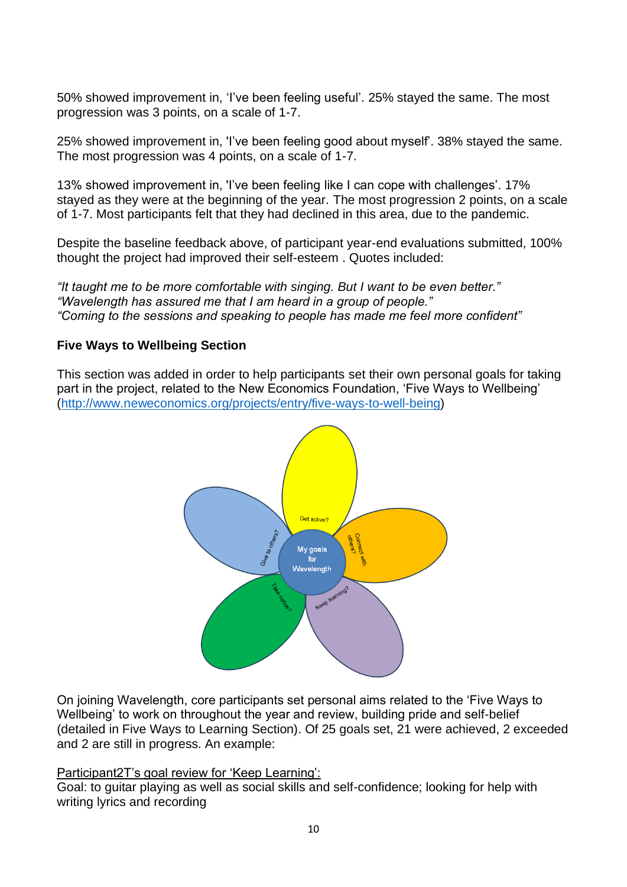50% showed improvement in, 'I've been feeling useful'. 25% stayed the same. The most progression was 3 points, on a scale of 1-7.

25% showed improvement in, 'I've been feeling good about myself'. 38% stayed the same. The most progression was 4 points, on a scale of 1-7.

13% showed improvement in, 'I've been feeling like I can cope with challenges'. 17% stayed as they were at the beginning of the year. The most progression 2 points, on a scale of 1-7. Most participants felt that they had declined in this area, due to the pandemic.

Despite the baseline feedback above, of participant year-end evaluations submitted, 100% thought the project had improved their self-esteem . Quotes included:

*"It taught me to be more comfortable with singing. But I want to be even better."*
*"Wavelength has assured me that I am heard in a group of people."*
*"Coming to the sessions and speaking to people has made me feel more confident"*

**Five Ways to Wellbeing Section**

This section was added in order to help participants set their own personal goals for taking part in the project, related to the New Economics Foundation, 'Five Ways to Wellbeing' (http://www.neweconomics.org/projects/entry/five-ways-to-well-being)

My goals for Wavelength

Get active?

Connect with others?

Keep learning?

Take notice?

Give to others?

On joining Wavelength, core participants set personal aims related to the 'Five Ways to Wellbeing' to work on throughout the year and review, building pride and self-belief (detailed in Five Ways to Learning Section). Of 25 goals set, 21 were achieved, 2 exceeded and 2 are still in progress. An example:

Participant2T's goal review for 'Keep Learning':
Goal: to guitar playing as well as social skills and self-confidence; looking for help with writing lyrics and recording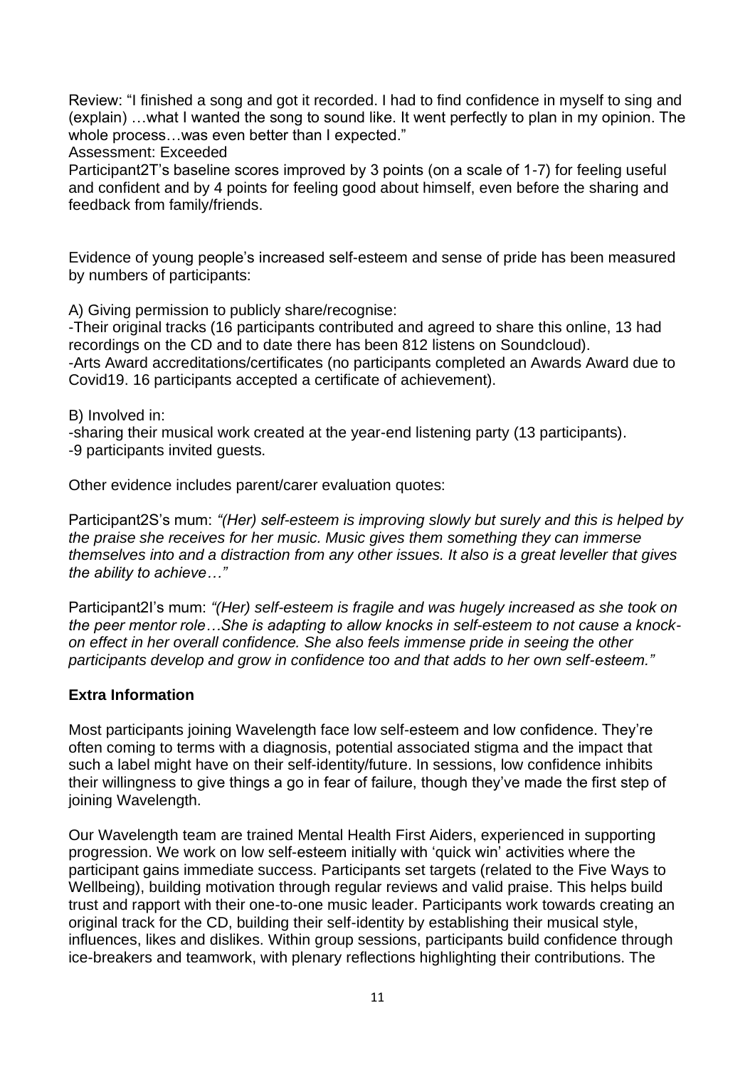Review: "I finished a song and got it recorded. I had to find confidence in myself to sing and (explain) …what I wanted the song to sound like. It went perfectly to plan in my opinion. The whole process…was even better than I expected."

Assessment: Exceeded

Participant2T's baseline scores improved by 3 points (on a scale of 1-7) for feeling useful and confident and by 4 points for feeling good about himself, even before the sharing and feedback from family/friends.

Evidence of young people's increased self-esteem and sense of pride has been measured by numbers of participants:

A) Giving permission to publicly share/recognise:

-Their original tracks (16 participants contributed and agreed to share this online, 13 had recordings on the CD and to date there has been 812 listens on Soundcloud).

-Arts Award accreditations/certificates (no participants completed an Awards Award due to Covid19. 16 participants accepted a certificate of achievement).

B) Involved in:

-sharing their musical work created at the year-end listening party (13 participants).

-9 participants invited guests.

Other evidence includes parent/carer evaluation quotes:

Participant2S's mum: *"(Her) self-esteem is improving slowly but surely and this is helped by the praise she receives for her music. Music gives them something they can immerse themselves into and a distraction from any other issues. It also is a great leveller that gives the ability to achieve…"*

Participant2I's mum: *"(Her) self-esteem is fragile and was hugely increased as she took on the peer mentor role…She is adapting to allow knocks in self-esteem to not cause a knock-on effect in her overall confidence. She also feels immense pride in seeing the other participants develop and grow in confidence too and that adds to her own self-esteem."*

**Extra Information**

Most participants joining Wavelength face low self-esteem and low confidence. They're often coming to terms with a diagnosis, potential associated stigma and the impact that such a label might have on their self-identity/future. In sessions, low confidence inhibits their willingness to give things a go in fear of failure, though they've made the first step of joining Wavelength.

Our Wavelength team are trained Mental Health First Aiders, experienced in supporting progression. We work on low self-esteem initially with 'quick win' activities where the participant gains immediate success. Participants set targets (related to the Five Ways to Wellbeing), building motivation through regular reviews and valid praise. This helps build trust and rapport with their one-to-one music leader. Participants work towards creating an original track for the CD, building their self-identity by establishing their musical style, influences, likes and dislikes. Within group sessions, participants build confidence through ice-breakers and teamwork, with plenary reflections highlighting their contributions. The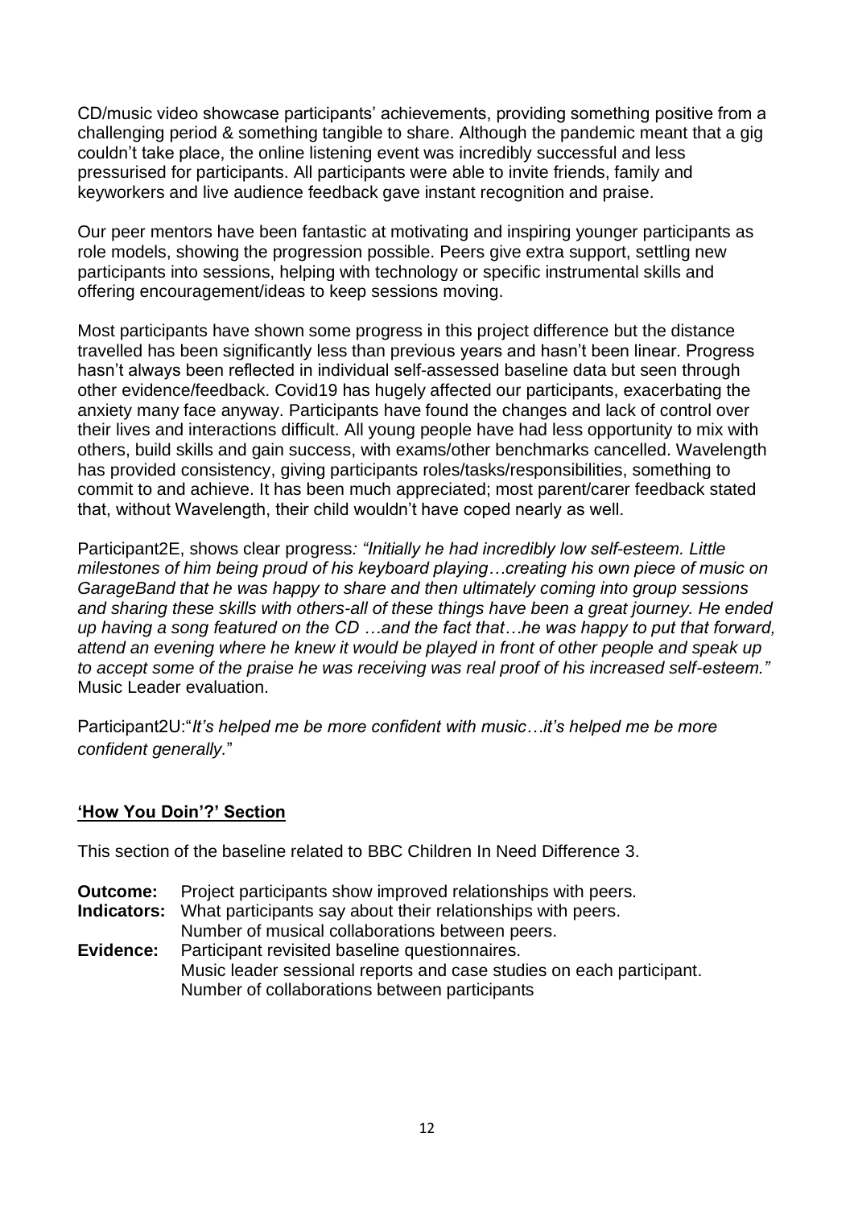CD/music video showcase participants' achievements, providing something positive from a challenging period & something tangible to share. Although the pandemic meant that a gig couldn't take place, the online listening event was incredibly successful and less pressurised for participants. All participants were able to invite friends, family and keyworkers and live audience feedback gave instant recognition and praise.

Our peer mentors have been fantastic at motivating and inspiring younger participants as role models, showing the progression possible. Peers give extra support, settling new participants into sessions, helping with technology or specific instrumental skills and offering encouragement/ideas to keep sessions moving.

Most participants have shown some progress in this project difference but the distance travelled has been significantly less than previous years and hasn't been linear. Progress hasn't always been reflected in individual self-assessed baseline data but seen through other evidence/feedback. Covid19 has hugely affected our participants, exacerbating the anxiety many face anyway. Participants have found the changes and lack of control over their lives and interactions difficult. All young people have had less opportunity to mix with others, build skills and gain success, with exams/other benchmarks cancelled. Wavelength has provided consistency, giving participants roles/tasks/responsibilities, something to commit to and achieve. It has been much appreciated; most parent/carer feedback stated that, without Wavelength, their child wouldn't have coped nearly as well.

Participant2E, shows clear progress*: "Initially he had incredibly low self-esteem. Little milestones of him being proud of his keyboard playing…creating his own piece of music on GarageBand that he was happy to share and then ultimately coming into group sessions and sharing these skills with others-all of these things have been a great journey. He ended up having a song featured on the CD …and the fact that…he was happy to put that forward, attend an evening where he knew it would be played in front of other people and speak up to accept some of the praise he was receiving was real proof of his increased self-esteem."* Music Leader evaluation.

Participant2U:"*It's helped me be more confident with music…it's helped me be more confident generally.*"

## 'How You Doin'?' Section

This section of the baseline related to BBC Children In Need Difference 3.

**Outcome:** Project participants show improved relationships with peers.
**Indicators:** What participants say about their relationships with peers.
Number of musical collaborations between peers.
**Evidence:** Participant revisited baseline questionnaires.
Music leader sessional reports and case studies on each participant.
Number of collaborations between participants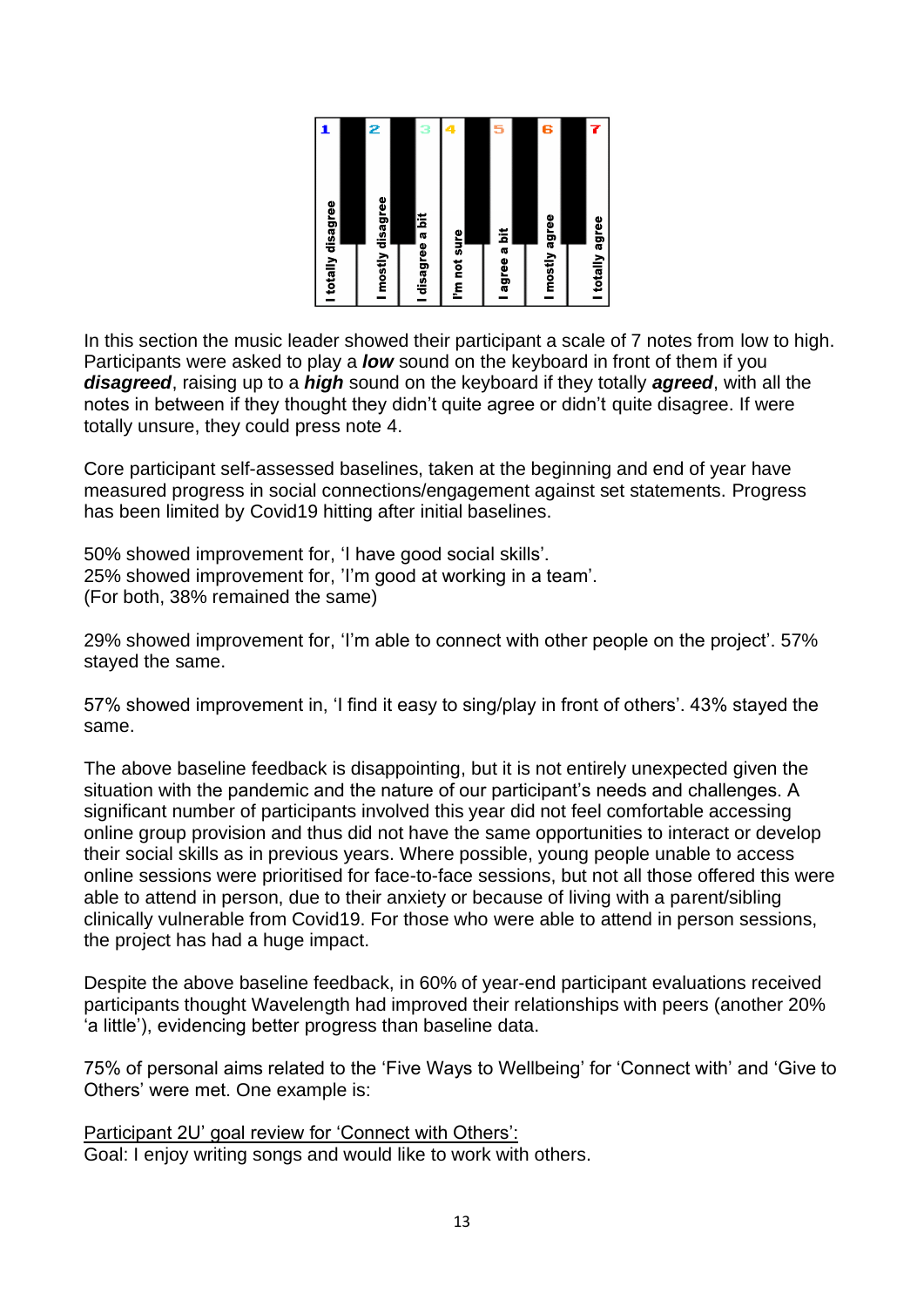| 1 | 2 | 3 | 4 | 5 | 6 | 7 |
|---|---|---|---|---|---|---|
| I totally disagree | I mostly disagree | I disagree a bit | I'm not sure | I agree a bit | I mostly agree | I totally agree |

In this section the music leader showed their participant a scale of 7 notes from low to high. Participants were asked to play a ***low*** sound on the keyboard in front of them if you ***disagreed***, raising up to a ***high*** sound on the keyboard if they totally ***agreed***, with all the notes in between if they thought they didn't quite agree or didn't quite disagree. If were totally unsure, they could press note 4.

Core participant self-assessed baselines, taken at the beginning and end of year have measured progress in social connections/engagement against set statements. Progress has been limited by Covid19 hitting after initial baselines.

50% showed improvement for, 'I have good social skills'.
25% showed improvement for, 'I'm good at working in a team'.
(For both, 38% remained the same)

29% showed improvement for, 'I'm able to connect with other people on the project'. 57% stayed the same.

57% showed improvement in, 'I find it easy to sing/play in front of others'. 43% stayed the same.

The above baseline feedback is disappointing, but it is not entirely unexpected given the situation with the pandemic and the nature of our participant's needs and challenges. A significant number of participants involved this year did not feel comfortable accessing online group provision and thus did not have the same opportunities to interact or develop their social skills as in previous years. Where possible, young people unable to access online sessions were prioritised for face-to-face sessions, but not all those offered this were able to attend in person, due to their anxiety or because of living with a parent/sibling clinically vulnerable from Covid19. For those who were able to attend in person sessions, the project has had a huge impact.

Despite the above baseline feedback, in 60% of year-end participant evaluations received participants thought Wavelength had improved their relationships with peers (another 20% 'a little'), evidencing better progress than baseline data.

75% of personal aims related to the 'Five Ways to Wellbeing' for 'Connect with' and 'Give to Others' were met. One example is:

<u>Participant 2U' goal review for 'Connect with Others':</u>
Goal: I enjoy writing songs and would like to work with others.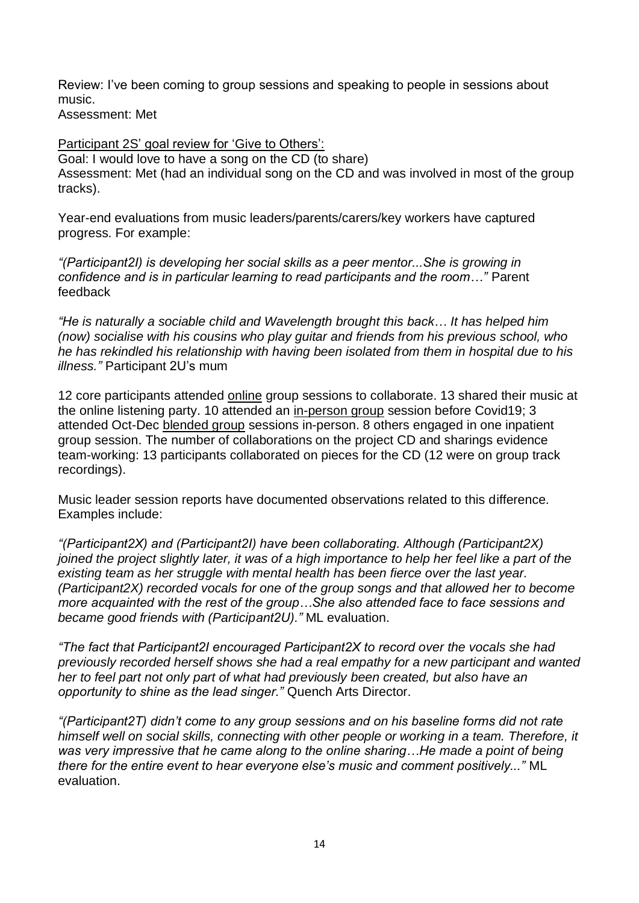Review: I've been coming to group sessions and speaking to people in sessions about music.
Assessment: Met

<u>Participant 2S' goal review for 'Give to Others':</u>
Goal: I would love to have a song on the CD (to share)
Assessment: Met (had an individual song on the CD and was involved in most of the group tracks).

Year-end evaluations from music leaders/parents/carers/key workers have captured progress. For example:

*"(Participant2I) is developing her social skills as a peer mentor...She is growing in confidence and is in particular learning to read participants and the room…"* Parent feedback

*"He is naturally a sociable child and Wavelength brought this back… It has helped him (now) socialise with his cousins who play guitar and friends from his previous school, who he has rekindled his relationship with having been isolated from them in hospital due to his illness."* Participant 2U's mum

12 core participants attended <u>online</u> group sessions to collaborate. 13 shared their music at the online listening party. 10 attended an <u>in-person group</u> session before Covid19; 3 attended Oct-Dec <u>blended group</u> sessions in-person. 8 others engaged in one inpatient group session. The number of collaborations on the project CD and sharings evidence team-working: 13 participants collaborated on pieces for the CD (12 were on group track recordings).

Music leader session reports have documented observations related to this difference. Examples include:

*"(Participant2X) and (Participant2I) have been collaborating. Although (Participant2X) joined the project slightly later, it was of a high importance to help her feel like a part of the existing team as her struggle with mental health has been fierce over the last year. (Participant2X) recorded vocals for one of the group songs and that allowed her to become more acquainted with the rest of the group…She also attended face to face sessions and became good friends with (Participant2U)."* ML evaluation.

*"The fact that Participant2I encouraged Participant2X to record over the vocals she had previously recorded herself shows she had a real empathy for a new participant and wanted her to feel part not only part of what had previously been created, but also have an opportunity to shine as the lead singer."* Quench Arts Director.

*"(Participant2T) didn't come to any group sessions and on his baseline forms did not rate himself well on social skills, connecting with other people or working in a team. Therefore, it was very impressive that he came along to the online sharing…He made a point of being there for the entire event to hear everyone else's music and comment positively..."* ML evaluation.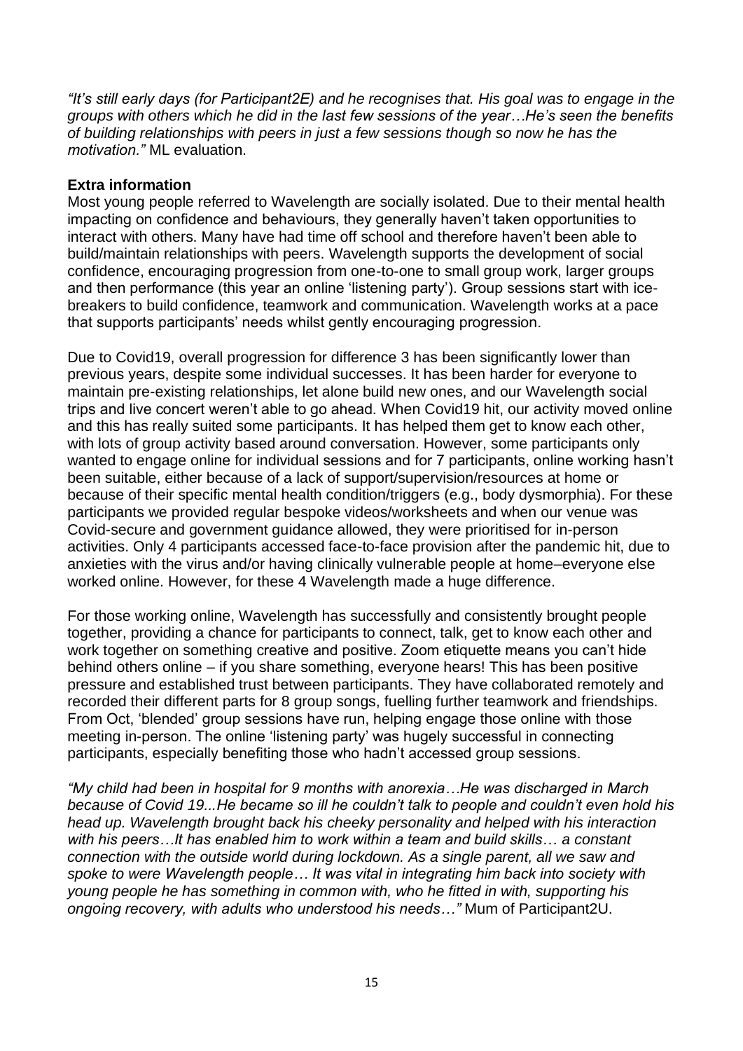*"It's still early days (for Participant2E) and he recognises that. His goal was to engage in the groups with others which he did in the last few sessions of the year…He's seen the benefits of building relationships with peers in just a few sessions though so now he has the motivation."* ML evaluation.

**Extra information**

Most young people referred to Wavelength are socially isolated. Due to their mental health impacting on confidence and behaviours, they generally haven't taken opportunities to interact with others. Many have had time off school and therefore haven't been able to build/maintain relationships with peers. Wavelength supports the development of social confidence, encouraging progression from one-to-one to small group work, larger groups and then performance (this year an online 'listening party'). Group sessions start with ice-breakers to build confidence, teamwork and communication. Wavelength works at a pace that supports participants' needs whilst gently encouraging progression.

Due to Covid19, overall progression for difference 3 has been significantly lower than previous years, despite some individual successes. It has been harder for everyone to maintain pre-existing relationships, let alone build new ones, and our Wavelength social trips and live concert weren't able to go ahead. When Covid19 hit, our activity moved online and this has really suited some participants. It has helped them get to know each other, with lots of group activity based around conversation. However, some participants only wanted to engage online for individual sessions and for 7 participants, online working hasn't been suitable, either because of a lack of support/supervision/resources at home or because of their specific mental health condition/triggers (e.g., body dysmorphia). For these participants we provided regular bespoke videos/worksheets and when our venue was Covid-secure and government guidance allowed, they were prioritised for in-person activities. Only 4 participants accessed face-to-face provision after the pandemic hit, due to anxieties with the virus and/or having clinically vulnerable people at home–everyone else worked online. However, for these 4 Wavelength made a huge difference.

For those working online, Wavelength has successfully and consistently brought people together, providing a chance for participants to connect, talk, get to know each other and work together on something creative and positive. Zoom etiquette means you can't hide behind others online – if you share something, everyone hears! This has been positive pressure and established trust between participants. They have collaborated remotely and recorded their different parts for 8 group songs, fuelling further teamwork and friendships. From Oct, 'blended' group sessions have run, helping engage those online with those meeting in-person. The online 'listening party' was hugely successful in connecting participants, especially benefiting those who hadn't accessed group sessions.

*"My child had been in hospital for 9 months with anorexia…He was discharged in March because of Covid 19...He became so ill he couldn't talk to people and couldn't even hold his head up. Wavelength brought back his cheeky personality and helped with his interaction with his peers…It has enabled him to work within a team and build skills… a constant connection with the outside world during lockdown. As a single parent, all we saw and spoke to were Wavelength people… It was vital in integrating him back into society with young people he has something in common with, who he fitted in with, supporting his ongoing recovery, with adults who understood his needs…"* Mum of Participant2U.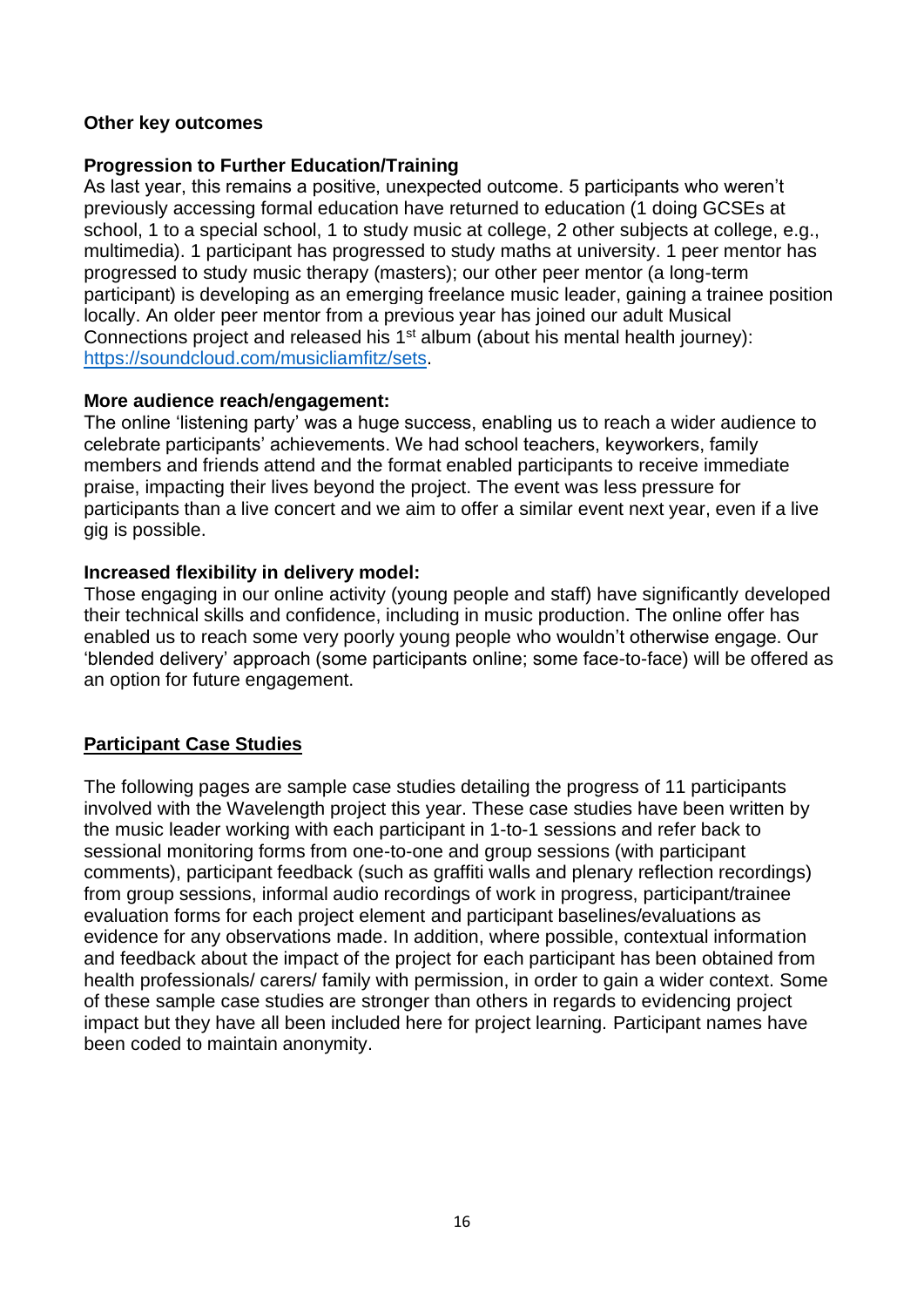**Other key outcomes**

**Progression to Further Education/Training**

As last year, this remains a positive, unexpected outcome. 5 participants who weren't previously accessing formal education have returned to education (1 doing GCSEs at school, 1 to a special school, 1 to study music at college, 2 other subjects at college, e.g., multimedia). 1 participant has progressed to study maths at university. 1 peer mentor has progressed to study music therapy (masters); our other peer mentor (a long-term participant) is developing as an emerging freelance music leader, gaining a trainee position locally. An older peer mentor from a previous year has joined our adult Musical Connections project and released his 1st album (about his mental health journey): [https://soundcloud.com/musicliamfitz/sets](https://soundcloud.com/musicliamfitz/sets).

**More audience reach/engagement:**

The online 'listening party' was a huge success, enabling us to reach a wider audience to celebrate participants' achievements. We had school teachers, keyworkers, family members and friends attend and the format enabled participants to receive immediate praise, impacting their lives beyond the project. The event was less pressure for participants than a live concert and we aim to offer a similar event next year, even if a live gig is possible.

**Increased flexibility in delivery model:**

Those engaging in our online activity (young people and staff) have significantly developed their technical skills and confidence, including in music production. The online offer has enabled us to reach some very poorly young people who wouldn't otherwise engage. Our 'blended delivery' approach (some participants online; some face-to-face) will be offered as an option for future engagement.

## Participant Case Studies

The following pages are sample case studies detailing the progress of 11 participants involved with the Wavelength project this year. These case studies have been written by the music leader working with each participant in 1-to-1 sessions and refer back to sessional monitoring forms from one-to-one and group sessions (with participant comments), participant feedback (such as graffiti walls and plenary reflection recordings) from group sessions, informal audio recordings of work in progress, participant/trainee evaluation forms for each project element and participant baselines/evaluations as evidence for any observations made. In addition, where possible, contextual information and feedback about the impact of the project for each participant has been obtained from health professionals/ carers/ family with permission, in order to gain a wider context. Some of these sample case studies are stronger than others in regards to evidencing project impact but they have all been included here for project learning. Participant names have been coded to maintain anonymity.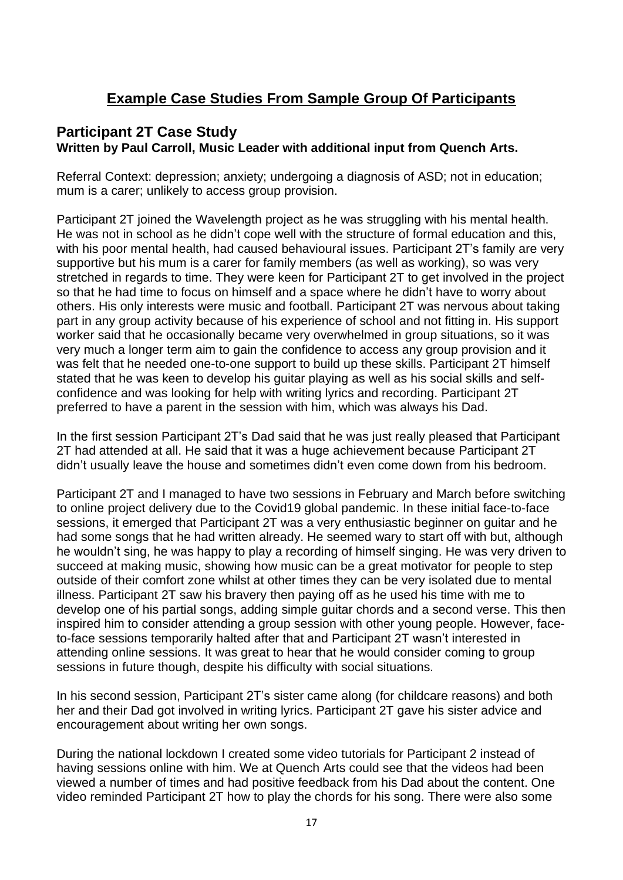# Example Case Studies From Sample Group Of Participants

## Participant 2T Case Study

**Written by Paul Carroll, Music Leader with additional input from Quench Arts.**

Referral Context: depression; anxiety; undergoing a diagnosis of ASD; not in education; mum is a carer; unlikely to access group provision.

Participant 2T joined the Wavelength project as he was struggling with his mental health. He was not in school as he didn't cope well with the structure of formal education and this, with his poor mental health, had caused behavioural issues. Participant 2T's family are very supportive but his mum is a carer for family members (as well as working), so was very stretched in regards to time. They were keen for Participant 2T to get involved in the project so that he had time to focus on himself and a space where he didn't have to worry about others. His only interests were music and football. Participant 2T was nervous about taking part in any group activity because of his experience of school and not fitting in. His support worker said that he occasionally became very overwhelmed in group situations, so it was very much a longer term aim to gain the confidence to access any group provision and it was felt that he needed one-to-one support to build up these skills. Participant 2T himself stated that he was keen to develop his guitar playing as well as his social skills and self-confidence and was looking for help with writing lyrics and recording. Participant 2T preferred to have a parent in the session with him, which was always his Dad.

In the first session Participant 2T's Dad said that he was just really pleased that Participant 2T had attended at all. He said that it was a huge achievement because Participant 2T didn't usually leave the house and sometimes didn't even come down from his bedroom.

Participant 2T and I managed to have two sessions in February and March before switching to online project delivery due to the Covid19 global pandemic. In these initial face-to-face sessions, it emerged that Participant 2T was a very enthusiastic beginner on guitar and he had some songs that he had written already. He seemed wary to start off with but, although he wouldn't sing, he was happy to play a recording of himself singing. He was very driven to succeed at making music, showing how music can be a great motivator for people to step outside of their comfort zone whilst at other times they can be very isolated due to mental illness. Participant 2T saw his bravery then paying off as he used his time with me to develop one of his partial songs, adding simple guitar chords and a second verse. This then inspired him to consider attending a group session with other young people. However, face-to-face sessions temporarily halted after that and Participant 2T wasn't interested in attending online sessions. It was great to hear that he would consider coming to group sessions in future though, despite his difficulty with social situations.

In his second session, Participant 2T's sister came along (for childcare reasons) and both her and their Dad got involved in writing lyrics. Participant 2T gave his sister advice and encouragement about writing her own songs.

During the national lockdown I created some video tutorials for Participant 2 instead of having sessions online with him. We at Quench Arts could see that the videos had been viewed a number of times and had positive feedback from his Dad about the content. One video reminded Participant 2T how to play the chords for his song. There were also some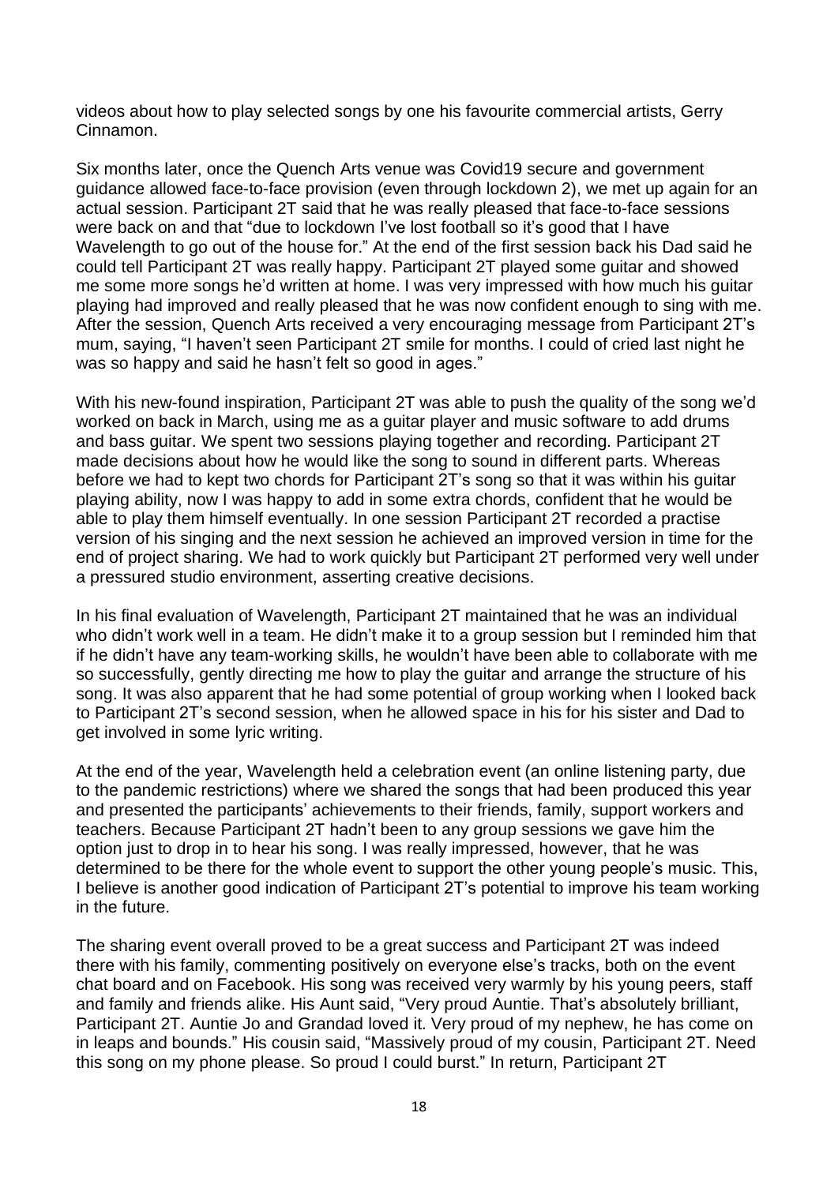videos about how to play selected songs by one his favourite commercial artists, Gerry Cinnamon.

Six months later, once the Quench Arts venue was Covid19 secure and government guidance allowed face-to-face provision (even through lockdown 2), we met up again for an actual session. Participant 2T said that he was really pleased that face-to-face sessions were back on and that "due to lockdown I've lost football so it's good that I have Wavelength to go out of the house for." At the end of the first session back his Dad said he could tell Participant 2T was really happy. Participant 2T played some guitar and showed me some more songs he'd written at home. I was very impressed with how much his guitar playing had improved and really pleased that he was now confident enough to sing with me. After the session, Quench Arts received a very encouraging message from Participant 2T's mum, saying, "I haven't seen Participant 2T smile for months. I could of cried last night he was so happy and said he hasn't felt so good in ages."

With his new-found inspiration, Participant 2T was able to push the quality of the song we'd worked on back in March, using me as a guitar player and music software to add drums and bass guitar. We spent two sessions playing together and recording. Participant 2T made decisions about how he would like the song to sound in different parts. Whereas before we had to kept two chords for Participant 2T's song so that it was within his guitar playing ability, now I was happy to add in some extra chords, confident that he would be able to play them himself eventually. In one session Participant 2T recorded a practise version of his singing and the next session he achieved an improved version in time for the end of project sharing. We had to work quickly but Participant 2T performed very well under a pressured studio environment, asserting creative decisions.

In his final evaluation of Wavelength, Participant 2T maintained that he was an individual who didn't work well in a team. He didn't make it to a group session but I reminded him that if he didn't have any team-working skills, he wouldn't have been able to collaborate with me so successfully, gently directing me how to play the guitar and arrange the structure of his song. It was also apparent that he had some potential of group working when I looked back to Participant 2T's second session, when he allowed space in his for his sister and Dad to get involved in some lyric writing.

At the end of the year, Wavelength held a celebration event (an online listening party, due to the pandemic restrictions) where we shared the songs that had been produced this year and presented the participants' achievements to their friends, family, support workers and teachers. Because Participant 2T hadn't been to any group sessions we gave him the option just to drop in to hear his song. I was really impressed, however, that he was determined to be there for the whole event to support the other young people's music. This, I believe is another good indication of Participant 2T's potential to improve his team working in the future.

The sharing event overall proved to be a great success and Participant 2T was indeed there with his family, commenting positively on everyone else's tracks, both on the event chat board and on Facebook. His song was received very warmly by his young peers, staff and family and friends alike. His Aunt said, "Very proud Auntie. That's absolutely brilliant, Participant 2T. Auntie Jo and Grandad loved it. Very proud of my nephew, he has come on in leaps and bounds." His cousin said, "Massively proud of my cousin, Participant 2T. Need this song on my phone please. So proud I could burst." In return, Participant 2T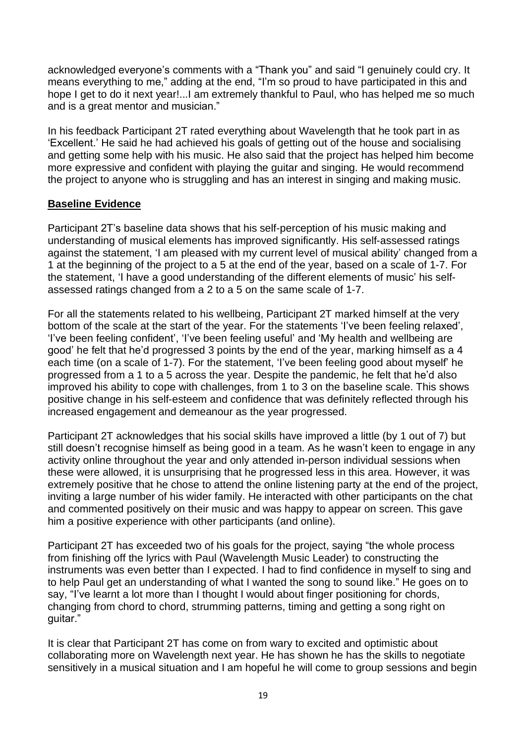acknowledged everyone's comments with a "Thank you" and said "I genuinely could cry. It means everything to me," adding at the end, "I'm so proud to have participated in this and hope I get to do it next year!...I am extremely thankful to Paul, who has helped me so much and is a great mentor and musician."

In his feedback Participant 2T rated everything about Wavelength that he took part in as 'Excellent.' He said he had achieved his goals of getting out of the house and socialising and getting some help with his music. He also said that the project has helped him become more expressive and confident with playing the guitar and singing. He would recommend the project to anyone who is struggling and has an interest in singing and making music.

**Baseline Evidence**

Participant 2T's baseline data shows that his self-perception of his music making and understanding of musical elements has improved significantly. His self-assessed ratings against the statement, 'I am pleased with my current level of musical ability' changed from a 1 at the beginning of the project to a 5 at the end of the year, based on a scale of 1-7. For the statement, 'I have a good understanding of the different elements of music' his self-assessed ratings changed from a 2 to a 5 on the same scale of 1-7.

For all the statements related to his wellbeing, Participant 2T marked himself at the very bottom of the scale at the start of the year. For the statements 'I've been feeling relaxed', 'I've been feeling confident', 'I've been feeling useful' and 'My health and wellbeing are good' he felt that he'd progressed 3 points by the end of the year, marking himself as a 4 each time (on a scale of 1-7). For the statement, 'I've been feeling good about myself' he progressed from a 1 to a 5 across the year. Despite the pandemic, he felt that he'd also improved his ability to cope with challenges, from 1 to 3 on the baseline scale. This shows positive change in his self-esteem and confidence that was definitely reflected through his increased engagement and demeanour as the year progressed.

Participant 2T acknowledges that his social skills have improved a little (by 1 out of 7) but still doesn't recognise himself as being good in a team. As he wasn't keen to engage in any activity online throughout the year and only attended in-person individual sessions when these were allowed, it is unsurprising that he progressed less in this area. However, it was extremely positive that he chose to attend the online listening party at the end of the project, inviting a large number of his wider family. He interacted with other participants on the chat and commented positively on their music and was happy to appear on screen. This gave him a positive experience with other participants (and online).

Participant 2T has exceeded two of his goals for the project, saying "the whole process from finishing off the lyrics with Paul (Wavelength Music Leader) to constructing the instruments was even better than I expected. I had to find confidence in myself to sing and to help Paul get an understanding of what I wanted the song to sound like." He goes on to say, "I've learnt a lot more than I thought I would about finger positioning for chords, changing from chord to chord, strumming patterns, timing and getting a song right on guitar."

It is clear that Participant 2T has come on from wary to excited and optimistic about collaborating more on Wavelength next year. He has shown he has the skills to negotiate sensitively in a musical situation and I am hopeful he will come to group sessions and begin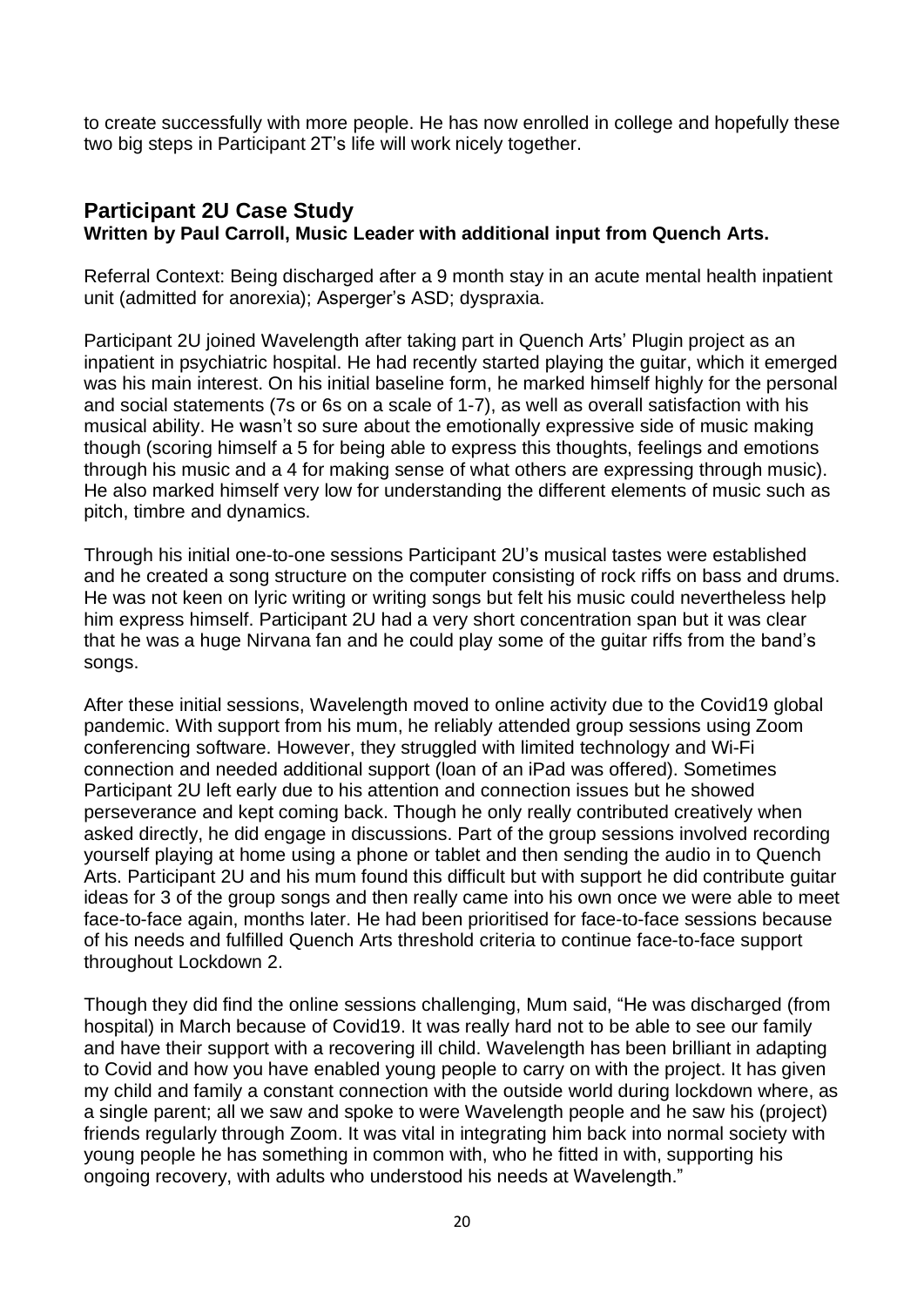to create successfully with more people. He has now enrolled in college and hopefully these two big steps in Participant 2T's life will work nicely together.

## Participant 2U Case Study

**Written by Paul Carroll, Music Leader with additional input from Quench Arts.**

Referral Context: Being discharged after a 9 month stay in an acute mental health inpatient unit (admitted for anorexia); Asperger's ASD; dyspraxia.

Participant 2U joined Wavelength after taking part in Quench Arts' Plugin project as an inpatient in psychiatric hospital. He had recently started playing the guitar, which it emerged was his main interest. On his initial baseline form, he marked himself highly for the personal and social statements (7s or 6s on a scale of 1-7), as well as overall satisfaction with his musical ability. He wasn't so sure about the emotionally expressive side of music making though (scoring himself a 5 for being able to express this thoughts, feelings and emotions through his music and a 4 for making sense of what others are expressing through music). He also marked himself very low for understanding the different elements of music such as pitch, timbre and dynamics.

Through his initial one-to-one sessions Participant 2U's musical tastes were established and he created a song structure on the computer consisting of rock riffs on bass and drums. He was not keen on lyric writing or writing songs but felt his music could nevertheless help him express himself. Participant 2U had a very short concentration span but it was clear that he was a huge Nirvana fan and he could play some of the guitar riffs from the band's songs.

After these initial sessions, Wavelength moved to online activity due to the Covid19 global pandemic. With support from his mum, he reliably attended group sessions using Zoom conferencing software. However, they struggled with limited technology and Wi-Fi connection and needed additional support (loan of an iPad was offered). Sometimes Participant 2U left early due to his attention and connection issues but he showed perseverance and kept coming back. Though he only really contributed creatively when asked directly, he did engage in discussions. Part of the group sessions involved recording yourself playing at home using a phone or tablet and then sending the audio in to Quench Arts. Participant 2U and his mum found this difficult but with support he did contribute guitar ideas for 3 of the group songs and then really came into his own once we were able to meet face-to-face again, months later. He had been prioritised for face-to-face sessions because of his needs and fulfilled Quench Arts threshold criteria to continue face-to-face support throughout Lockdown 2.

Though they did find the online sessions challenging, Mum said, "He was discharged (from hospital) in March because of Covid19. It was really hard not to be able to see our family and have their support with a recovering ill child. Wavelength has been brilliant in adapting to Covid and how you have enabled young people to carry on with the project. It has given my child and family a constant connection with the outside world during lockdown where, as a single parent; all we saw and spoke to were Wavelength people and he saw his (project) friends regularly through Zoom. It was vital in integrating him back into normal society with young people he has something in common with, who he fitted in with, supporting his ongoing recovery, with adults who understood his needs at Wavelength."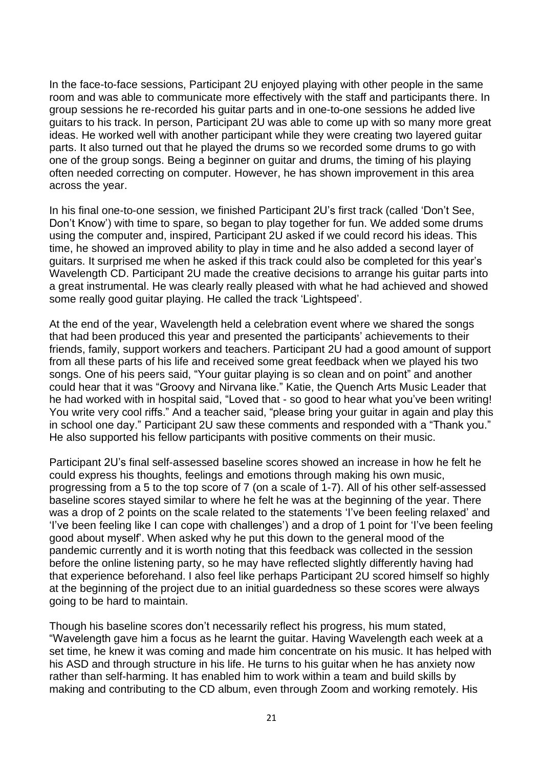In the face-to-face sessions, Participant 2U enjoyed playing with other people in the same room and was able to communicate more effectively with the staff and participants there. In group sessions he re-recorded his guitar parts and in one-to-one sessions he added live guitars to his track. In person, Participant 2U was able to come up with so many more great ideas. He worked well with another participant while they were creating two layered guitar parts. It also turned out that he played the drums so we recorded some drums to go with one of the group songs. Being a beginner on guitar and drums, the timing of his playing often needed correcting on computer. However, he has shown improvement in this area across the year.

In his final one-to-one session, we finished Participant 2U's first track (called 'Don't See, Don't Know') with time to spare, so began to play together for fun. We added some drums using the computer and, inspired, Participant 2U asked if we could record his ideas. This time, he showed an improved ability to play in time and he also added a second layer of guitars. It surprised me when he asked if this track could also be completed for this year's Wavelength CD. Participant 2U made the creative decisions to arrange his guitar parts into a great instrumental. He was clearly really pleased with what he had achieved and showed some really good guitar playing. He called the track 'Lightspeed'.

At the end of the year, Wavelength held a celebration event where we shared the songs that had been produced this year and presented the participants' achievements to their friends, family, support workers and teachers. Participant 2U had a good amount of support from all these parts of his life and received some great feedback when we played his two songs. One of his peers said, "Your guitar playing is so clean and on point" and another could hear that it was "Groovy and Nirvana like." Katie, the Quench Arts Music Leader that he had worked with in hospital said, "Loved that - so good to hear what you've been writing! You write very cool riffs." And a teacher said, "please bring your guitar in again and play this in school one day." Participant 2U saw these comments and responded with a "Thank you." He also supported his fellow participants with positive comments on their music.

Participant 2U's final self-assessed baseline scores showed an increase in how he felt he could express his thoughts, feelings and emotions through making his own music, progressing from a 5 to the top score of 7 (on a scale of 1-7). All of his other self-assessed baseline scores stayed similar to where he felt he was at the beginning of the year. There was a drop of 2 points on the scale related to the statements 'I've been feeling relaxed' and 'I've been feeling like I can cope with challenges') and a drop of 1 point for 'I've been feeling good about myself'. When asked why he put this down to the general mood of the pandemic currently and it is worth noting that this feedback was collected in the session before the online listening party, so he may have reflected slightly differently having had that experience beforehand. I also feel like perhaps Participant 2U scored himself so highly at the beginning of the project due to an initial guardedness so these scores were always going to be hard to maintain.

Though his baseline scores don't necessarily reflect his progress, his mum stated, "Wavelength gave him a focus as he learnt the guitar. Having Wavelength each week at a set time, he knew it was coming and made him concentrate on his music. It has helped with his ASD and through structure in his life. He turns to his guitar when he has anxiety now rather than self-harming. It has enabled him to work within a team and build skills by making and contributing to the CD album, even through Zoom and working remotely. His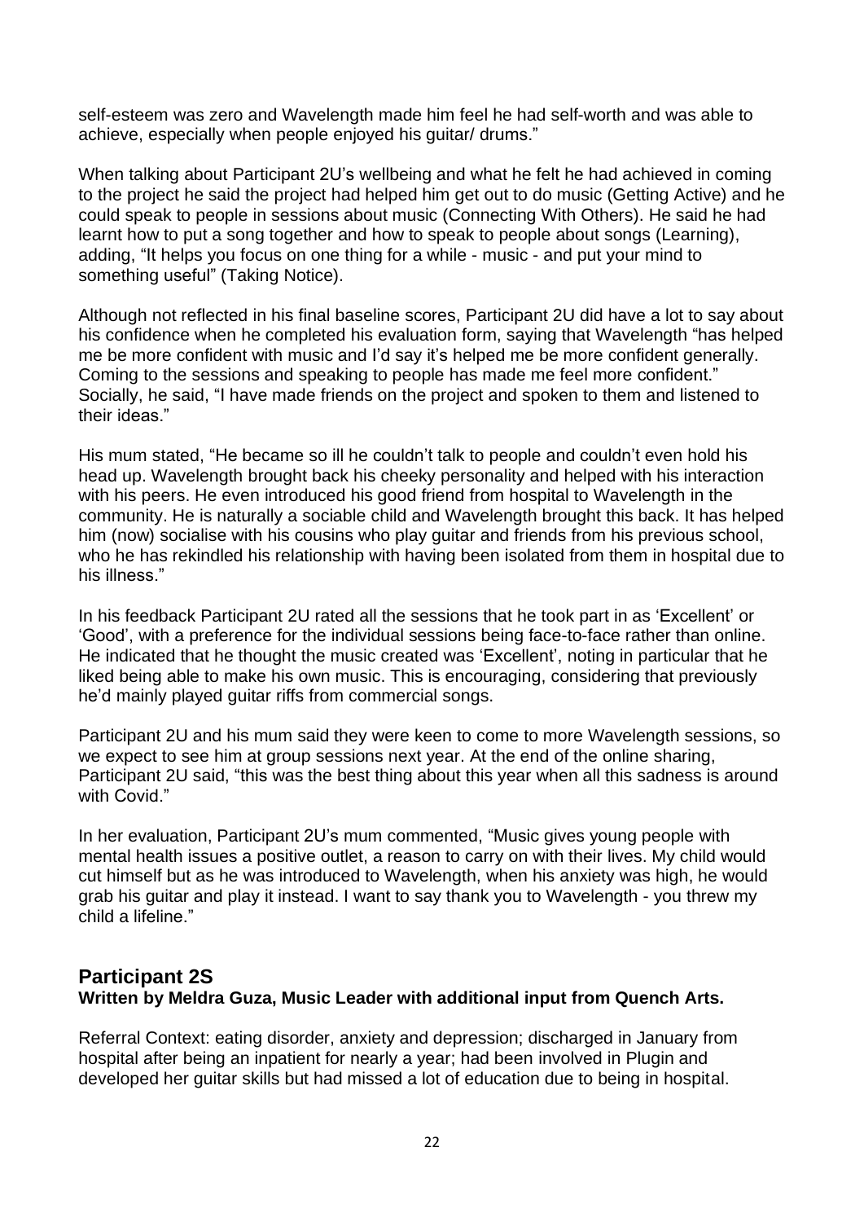self-esteem was zero and Wavelength made him feel he had self-worth and was able to achieve, especially when people enjoyed his guitar/ drums."

When talking about Participant 2U's wellbeing and what he felt he had achieved in coming to the project he said the project had helped him get out to do music (Getting Active) and he could speak to people in sessions about music (Connecting With Others). He said he had learnt how to put a song together and how to speak to people about songs (Learning), adding, "It helps you focus on one thing for a while - music - and put your mind to something useful" (Taking Notice).

Although not reflected in his final baseline scores, Participant 2U did have a lot to say about his confidence when he completed his evaluation form, saying that Wavelength "has helped me be more confident with music and I'd say it's helped me be more confident generally. Coming to the sessions and speaking to people has made me feel more confident." Socially, he said, "I have made friends on the project and spoken to them and listened to their ideas."

His mum stated, "He became so ill he couldn't talk to people and couldn't even hold his head up. Wavelength brought back his cheeky personality and helped with his interaction with his peers. He even introduced his good friend from hospital to Wavelength in the community. He is naturally a sociable child and Wavelength brought this back. It has helped him (now) socialise with his cousins who play guitar and friends from his previous school, who he has rekindled his relationship with having been isolated from them in hospital due to his illness."

In his feedback Participant 2U rated all the sessions that he took part in as 'Excellent' or 'Good', with a preference for the individual sessions being face-to-face rather than online. He indicated that he thought the music created was 'Excellent', noting in particular that he liked being able to make his own music. This is encouraging, considering that previously he'd mainly played guitar riffs from commercial songs.

Participant 2U and his mum said they were keen to come to more Wavelength sessions, so we expect to see him at group sessions next year. At the end of the online sharing, Participant 2U said, "this was the best thing about this year when all this sadness is around with Covid."

In her evaluation, Participant 2U's mum commented, "Music gives young people with mental health issues a positive outlet, a reason to carry on with their lives. My child would cut himself but as he was introduced to Wavelength, when his anxiety was high, he would grab his guitar and play it instead. I want to say thank you to Wavelength - you threw my child a lifeline."

## Participant 2S

**Written by Meldra Guza, Music Leader with additional input from Quench Arts.**

Referral Context: eating disorder, anxiety and depression; discharged in January from hospital after being an inpatient for nearly a year; had been involved in Plugin and developed her guitar skills but had missed a lot of education due to being in hospital.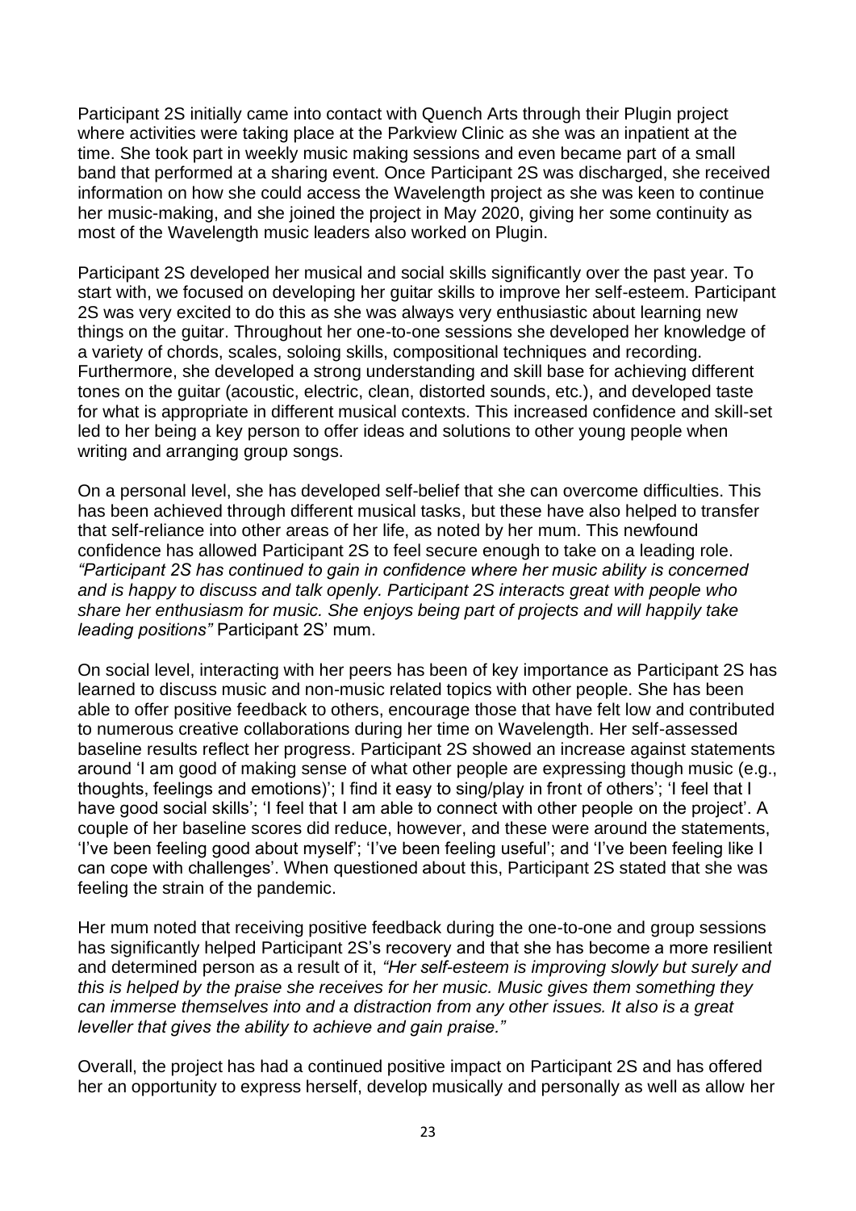Participant 2S initially came into contact with Quench Arts through their Plugin project where activities were taking place at the Parkview Clinic as she was an inpatient at the time. She took part in weekly music making sessions and even became part of a small band that performed at a sharing event. Once Participant 2S was discharged, she received information on how she could access the Wavelength project as she was keen to continue her music-making, and she joined the project in May 2020, giving her some continuity as most of the Wavelength music leaders also worked on Plugin.

Participant 2S developed her musical and social skills significantly over the past year. To start with, we focused on developing her guitar skills to improve her self-esteem. Participant 2S was very excited to do this as she was always very enthusiastic about learning new things on the guitar. Throughout her one-to-one sessions she developed her knowledge of a variety of chords, scales, soloing skills, compositional techniques and recording. Furthermore, she developed a strong understanding and skill base for achieving different tones on the guitar (acoustic, electric, clean, distorted sounds, etc.), and developed taste for what is appropriate in different musical contexts. This increased confidence and skill-set led to her being a key person to offer ideas and solutions to other young people when writing and arranging group songs.

On a personal level, she has developed self-belief that she can overcome difficulties. This has been achieved through different musical tasks, but these have also helped to transfer that self-reliance into other areas of her life, as noted by her mum. This newfound confidence has allowed Participant 2S to feel secure enough to take on a leading role. *"Participant 2S has continued to gain in confidence where her music ability is concerned and is happy to discuss and talk openly. Participant 2S interacts great with people who share her enthusiasm for music. She enjoys being part of projects and will happily take leading positions"* Participant 2S' mum.

On social level, interacting with her peers has been of key importance as Participant 2S has learned to discuss music and non-music related topics with other people. She has been able to offer positive feedback to others, encourage those that have felt low and contributed to numerous creative collaborations during her time on Wavelength. Her self-assessed baseline results reflect her progress. Participant 2S showed an increase against statements around 'I am good of making sense of what other people are expressing though music (e.g., thoughts, feelings and emotions)'; I find it easy to sing/play in front of others'; 'I feel that I have good social skills'; 'I feel that I am able to connect with other people on the project'. A couple of her baseline scores did reduce, however, and these were around the statements, 'I've been feeling good about myself'; 'I've been feeling useful'; and 'I've been feeling like I can cope with challenges'. When questioned about this, Participant 2S stated that she was feeling the strain of the pandemic.

Her mum noted that receiving positive feedback during the one-to-one and group sessions has significantly helped Participant 2S's recovery and that she has become a more resilient and determined person as a result of it, *"Her self-esteem is improving slowly but surely and this is helped by the praise she receives for her music. Music gives them something they can immerse themselves into and a distraction from any other issues. It also is a great leveller that gives the ability to achieve and gain praise."*

Overall, the project has had a continued positive impact on Participant 2S and has offered her an opportunity to express herself, develop musically and personally as well as allow her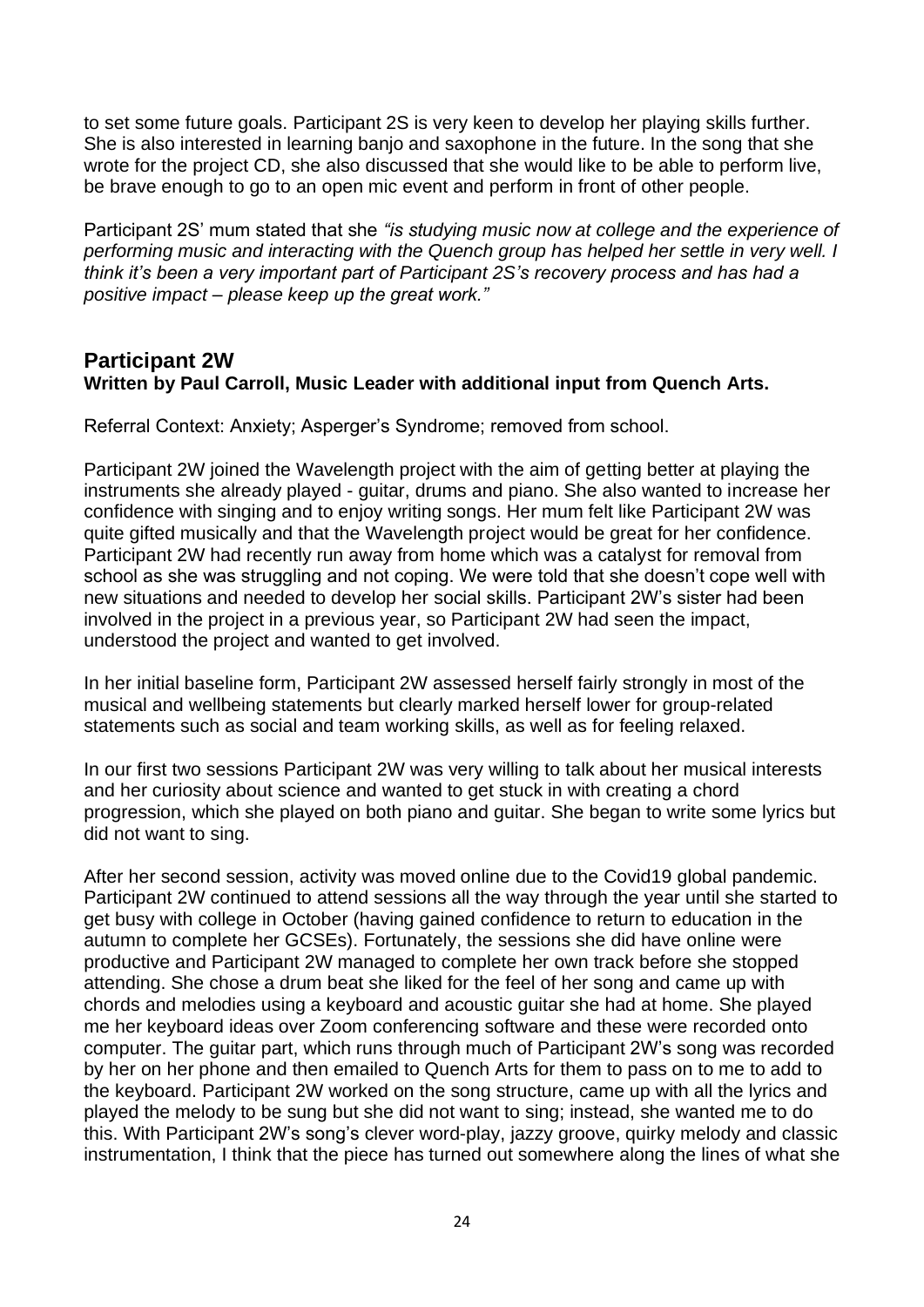to set some future goals. Participant 2S is very keen to develop her playing skills further. She is also interested in learning banjo and saxophone in the future. In the song that she wrote for the project CD, she also discussed that she would like to be able to perform live, be brave enough to go to an open mic event and perform in front of other people.

Participant 2S' mum stated that she *"is studying music now at college and the experience of performing music and interacting with the Quench group has helped her settle in very well. I think it's been a very important part of Participant 2S's recovery process and has had a positive impact – please keep up the great work."*

## Participant 2W

**Written by Paul Carroll, Music Leader with additional input from Quench Arts.**

Referral Context: Anxiety; Asperger's Syndrome; removed from school.

Participant 2W joined the Wavelength project with the aim of getting better at playing the instruments she already played - guitar, drums and piano. She also wanted to increase her confidence with singing and to enjoy writing songs. Her mum felt like Participant 2W was quite gifted musically and that the Wavelength project would be great for her confidence. Participant 2W had recently run away from home which was a catalyst for removal from school as she was struggling and not coping. We were told that she doesn't cope well with new situations and needed to develop her social skills. Participant 2W's sister had been involved in the project in a previous year, so Participant 2W had seen the impact, understood the project and wanted to get involved.

In her initial baseline form, Participant 2W assessed herself fairly strongly in most of the musical and wellbeing statements but clearly marked herself lower for group-related statements such as social and team working skills, as well as for feeling relaxed.

In our first two sessions Participant 2W was very willing to talk about her musical interests and her curiosity about science and wanted to get stuck in with creating a chord progression, which she played on both piano and guitar. She began to write some lyrics but did not want to sing.

After her second session, activity was moved online due to the Covid19 global pandemic. Participant 2W continued to attend sessions all the way through the year until she started to get busy with college in October (having gained confidence to return to education in the autumn to complete her GCSEs). Fortunately, the sessions she did have online were productive and Participant 2W managed to complete her own track before she stopped attending. She chose a drum beat she liked for the feel of her song and came up with chords and melodies using a keyboard and acoustic guitar she had at home. She played me her keyboard ideas over Zoom conferencing software and these were recorded onto computer. The guitar part, which runs through much of Participant 2W's song was recorded by her on her phone and then emailed to Quench Arts for them to pass on to me to add to the keyboard. Participant 2W worked on the song structure, came up with all the lyrics and played the melody to be sung but she did not want to sing; instead, she wanted me to do this. With Participant 2W's song's clever word-play, jazzy groove, quirky melody and classic instrumentation, I think that the piece has turned out somewhere along the lines of what she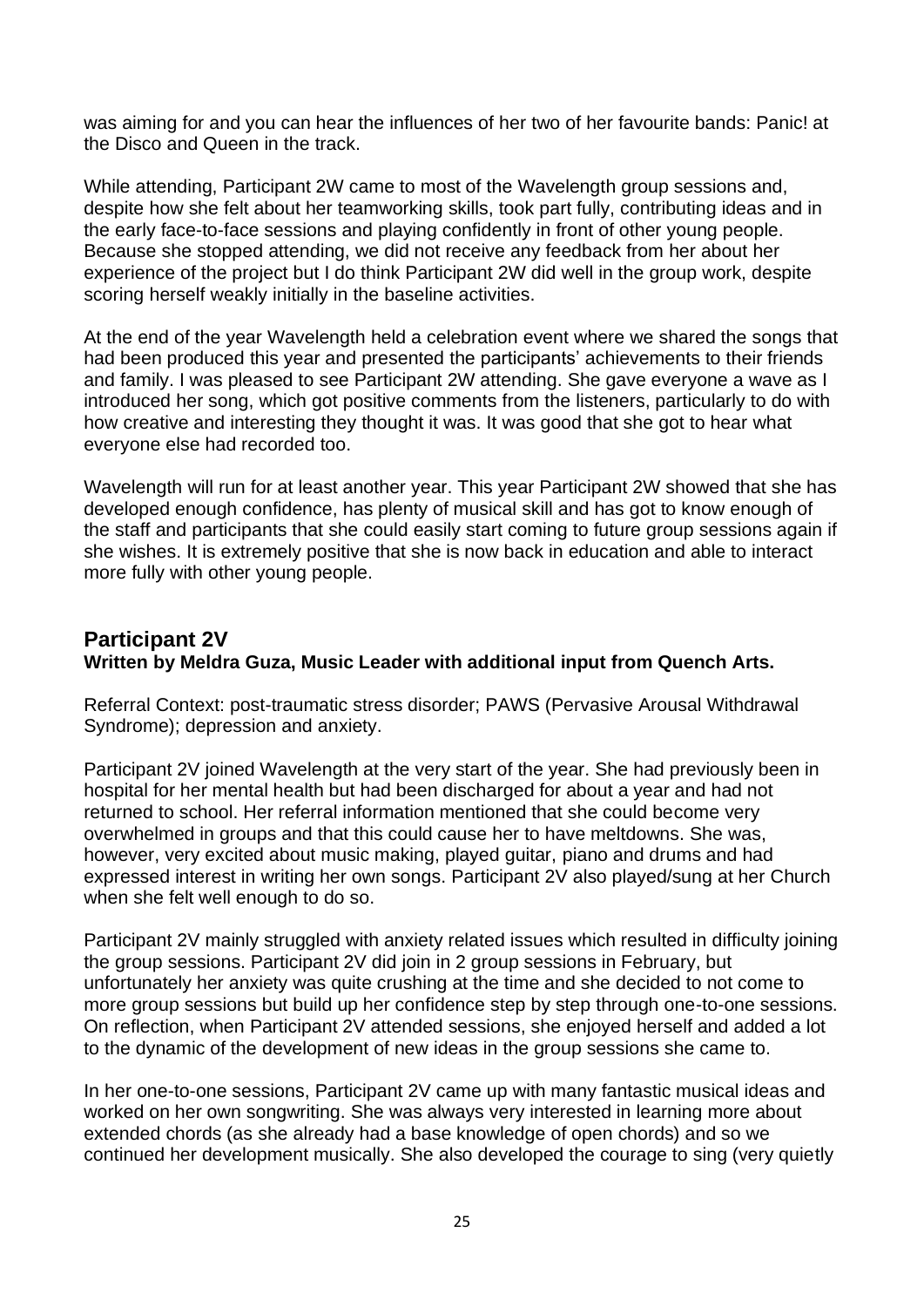was aiming for and you can hear the influences of her two of her favourite bands: Panic! at the Disco and Queen in the track.

While attending, Participant 2W came to most of the Wavelength group sessions and, despite how she felt about her teamworking skills, took part fully, contributing ideas and in the early face-to-face sessions and playing confidently in front of other young people. Because she stopped attending, we did not receive any feedback from her about her experience of the project but I do think Participant 2W did well in the group work, despite scoring herself weakly initially in the baseline activities.

At the end of the year Wavelength held a celebration event where we shared the songs that had been produced this year and presented the participants' achievements to their friends and family. I was pleased to see Participant 2W attending. She gave everyone a wave as I introduced her song, which got positive comments from the listeners, particularly to do with how creative and interesting they thought it was. It was good that she got to hear what everyone else had recorded too.

Wavelength will run for at least another year. This year Participant 2W showed that she has developed enough confidence, has plenty of musical skill and has got to know enough of the staff and participants that she could easily start coming to future group sessions again if she wishes. It is extremely positive that she is now back in education and able to interact more fully with other young people.

## Participant 2V

**Written by Meldra Guza, Music Leader with additional input from Quench Arts.**

Referral Context: post-traumatic stress disorder; PAWS (Pervasive Arousal Withdrawal Syndrome); depression and anxiety.

Participant 2V joined Wavelength at the very start of the year. She had previously been in hospital for her mental health but had been discharged for about a year and had not returned to school. Her referral information mentioned that she could become very overwhelmed in groups and that this could cause her to have meltdowns. She was, however, very excited about music making, played guitar, piano and drums and had expressed interest in writing her own songs. Participant 2V also played/sung at her Church when she felt well enough to do so.

Participant 2V mainly struggled with anxiety related issues which resulted in difficulty joining the group sessions. Participant 2V did join in 2 group sessions in February, but unfortunately her anxiety was quite crushing at the time and she decided to not come to more group sessions but build up her confidence step by step through one-to-one sessions. On reflection, when Participant 2V attended sessions, she enjoyed herself and added a lot to the dynamic of the development of new ideas in the group sessions she came to.

In her one-to-one sessions, Participant 2V came up with many fantastic musical ideas and worked on her own songwriting. She was always very interested in learning more about extended chords (as she already had a base knowledge of open chords) and so we continued her development musically. She also developed the courage to sing (very quietly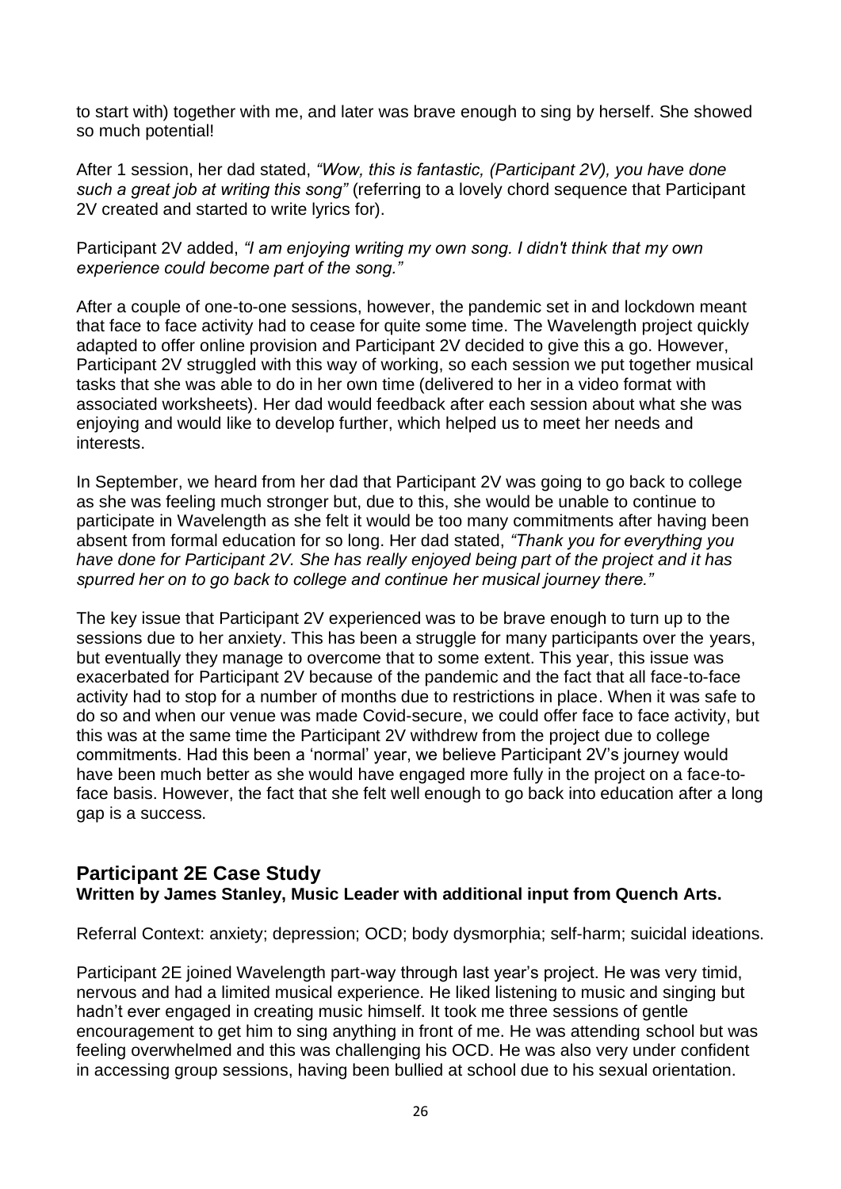to start with) together with me, and later was brave enough to sing by herself. She showed so much potential!

After 1 session, her dad stated, *"Wow, this is fantastic, (Participant 2V), you have done such a great job at writing this song"* (referring to a lovely chord sequence that Participant 2V created and started to write lyrics for).

Participant 2V added, *"I am enjoying writing my own song. I didn't think that my own experience could become part of the song."*

After a couple of one-to-one sessions, however, the pandemic set in and lockdown meant that face to face activity had to cease for quite some time. The Wavelength project quickly adapted to offer online provision and Participant 2V decided to give this a go. However, Participant 2V struggled with this way of working, so each session we put together musical tasks that she was able to do in her own time (delivered to her in a video format with associated worksheets). Her dad would feedback after each session about what she was enjoying and would like to develop further, which helped us to meet her needs and interests.

In September, we heard from her dad that Participant 2V was going to go back to college as she was feeling much stronger but, due to this, she would be unable to continue to participate in Wavelength as she felt it would be too many commitments after having been absent from formal education for so long. Her dad stated, *"Thank you for everything you have done for Participant 2V. She has really enjoyed being part of the project and it has spurred her on to go back to college and continue her musical journey there."*

The key issue that Participant 2V experienced was to be brave enough to turn up to the sessions due to her anxiety. This has been a struggle for many participants over the years, but eventually they manage to overcome that to some extent. This year, this issue was exacerbated for Participant 2V because of the pandemic and the fact that all face-to-face activity had to stop for a number of months due to restrictions in place. When it was safe to do so and when our venue was made Covid-secure, we could offer face to face activity, but this was at the same time the Participant 2V withdrew from the project due to college commitments. Had this been a 'normal' year, we believe Participant 2V's journey would have been much better as she would have engaged more fully in the project on a face-to-face basis. However, the fact that she felt well enough to go back into education after a long gap is a success.

## Participant 2E Case Study

**Written by James Stanley, Music Leader with additional input from Quench Arts.**

Referral Context: anxiety; depression; OCD; body dysmorphia; self-harm; suicidal ideations.

Participant 2E joined Wavelength part-way through last year's project. He was very timid, nervous and had a limited musical experience. He liked listening to music and singing but hadn't ever engaged in creating music himself. It took me three sessions of gentle encouragement to get him to sing anything in front of me. He was attending school but was feeling overwhelmed and this was challenging his OCD. He was also very under confident in accessing group sessions, having been bullied at school due to his sexual orientation.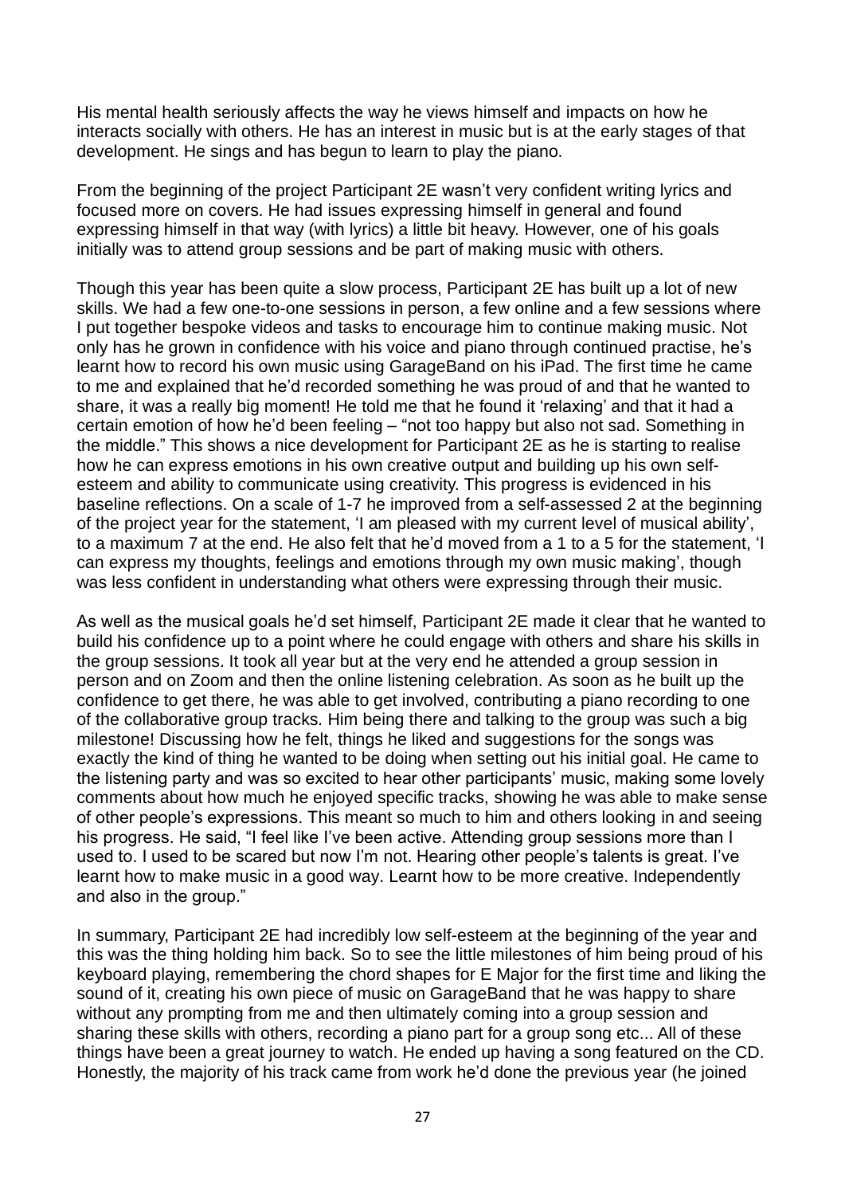His mental health seriously affects the way he views himself and impacts on how he interacts socially with others. He has an interest in music but is at the early stages of that development. He sings and has begun to learn to play the piano.

From the beginning of the project Participant 2E wasn't very confident writing lyrics and focused more on covers. He had issues expressing himself in general and found expressing himself in that way (with lyrics) a little bit heavy. However, one of his goals initially was to attend group sessions and be part of making music with others.

Though this year has been quite a slow process, Participant 2E has built up a lot of new skills. We had a few one-to-one sessions in person, a few online and a few sessions where I put together bespoke videos and tasks to encourage him to continue making music. Not only has he grown in confidence with his voice and piano through continued practise, he's learnt how to record his own music using GarageBand on his iPad. The first time he came to me and explained that he'd recorded something he was proud of and that he wanted to share, it was a really big moment! He told me that he found it 'relaxing' and that it had a certain emotion of how he'd been feeling – "not too happy but also not sad. Something in the middle." This shows a nice development for Participant 2E as he is starting to realise how he can express emotions in his own creative output and building up his own self-esteem and ability to communicate using creativity. This progress is evidenced in his baseline reflections. On a scale of 1-7 he improved from a self-assessed 2 at the beginning of the project year for the statement, 'I am pleased with my current level of musical ability', to a maximum 7 at the end. He also felt that he'd moved from a 1 to a 5 for the statement, 'I can express my thoughts, feelings and emotions through my own music making', though was less confident in understanding what others were expressing through their music.

As well as the musical goals he'd set himself, Participant 2E made it clear that he wanted to build his confidence up to a point where he could engage with others and share his skills in the group sessions. It took all year but at the very end he attended a group session in person and on Zoom and then the online listening celebration. As soon as he built up the confidence to get there, he was able to get involved, contributing a piano recording to one of the collaborative group tracks. Him being there and talking to the group was such a big milestone! Discussing how he felt, things he liked and suggestions for the songs was exactly the kind of thing he wanted to be doing when setting out his initial goal. He came to the listening party and was so excited to hear other participants' music, making some lovely comments about how much he enjoyed specific tracks, showing he was able to make sense of other people's expressions. This meant so much to him and others looking in and seeing his progress. He said, "I feel like I've been active. Attending group sessions more than I used to. I used to be scared but now I'm not. Hearing other people's talents is great. I've learnt how to make music in a good way. Learnt how to be more creative. Independently and also in the group."

In summary, Participant 2E had incredibly low self-esteem at the beginning of the year and this was the thing holding him back. So to see the little milestones of him being proud of his keyboard playing, remembering the chord shapes for E Major for the first time and liking the sound of it, creating his own piece of music on GarageBand that he was happy to share without any prompting from me and then ultimately coming into a group session and sharing these skills with others, recording a piano part for a group song etc... All of these things have been a great journey to watch. He ended up having a song featured on the CD. Honestly, the majority of his track came from work he'd done the previous year (he joined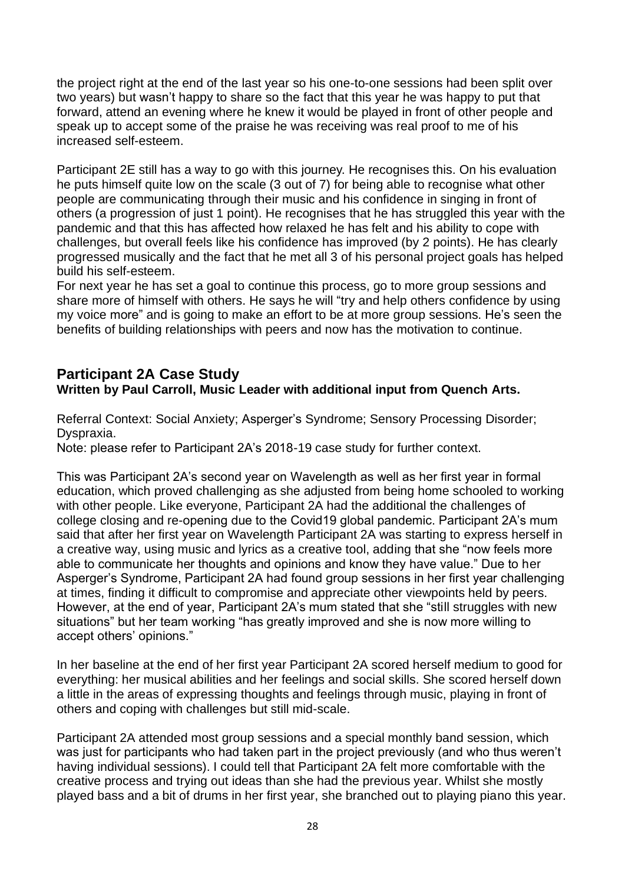the project right at the end of the last year so his one-to-one sessions had been split over two years) but wasn't happy to share so the fact that this year he was happy to put that forward, attend an evening where he knew it would be played in front of other people and speak up to accept some of the praise he was receiving was real proof to me of his increased self-esteem.

Participant 2E still has a way to go with this journey. He recognises this. On his evaluation he puts himself quite low on the scale (3 out of 7) for being able to recognise what other people are communicating through their music and his confidence in singing in front of others (a progression of just 1 point). He recognises that he has struggled this year with the pandemic and that this has affected how relaxed he has felt and his ability to cope with challenges, but overall feels like his confidence has improved (by 2 points). He has clearly progressed musically and the fact that he met all 3 of his personal project goals has helped build his self-esteem.

For next year he has set a goal to continue this process, go to more group sessions and share more of himself with others. He says he will "try and help others confidence by using my voice more" and is going to make an effort to be at more group sessions. He's seen the benefits of building relationships with peers and now has the motivation to continue.

## Participant 2A Case Study

**Written by Paul Carroll, Music Leader with additional input from Quench Arts.**

Referral Context: Social Anxiety; Asperger's Syndrome; Sensory Processing Disorder; Dyspraxia.

Note: please refer to Participant 2A's 2018-19 case study for further context.

This was Participant 2A's second year on Wavelength as well as her first year in formal education, which proved challenging as she adjusted from being home schooled to working with other people. Like everyone, Participant 2A had the additional the challenges of college closing and re-opening due to the Covid19 global pandemic. Participant 2A's mum said that after her first year on Wavelength Participant 2A was starting to express herself in a creative way, using music and lyrics as a creative tool, adding that she "now feels more able to communicate her thoughts and opinions and know they have value." Due to her Asperger's Syndrome, Participant 2A had found group sessions in her first year challenging at times, finding it difficult to compromise and appreciate other viewpoints held by peers. However, at the end of year, Participant 2A's mum stated that she "still struggles with new situations" but her team working "has greatly improved and she is now more willing to accept others' opinions."

In her baseline at the end of her first year Participant 2A scored herself medium to good for everything: her musical abilities and her feelings and social skills. She scored herself down a little in the areas of expressing thoughts and feelings through music, playing in front of others and coping with challenges but still mid-scale.

Participant 2A attended most group sessions and a special monthly band session, which was just for participants who had taken part in the project previously (and who thus weren't having individual sessions). I could tell that Participant 2A felt more comfortable with the creative process and trying out ideas than she had the previous year. Whilst she mostly played bass and a bit of drums in her first year, she branched out to playing piano this year.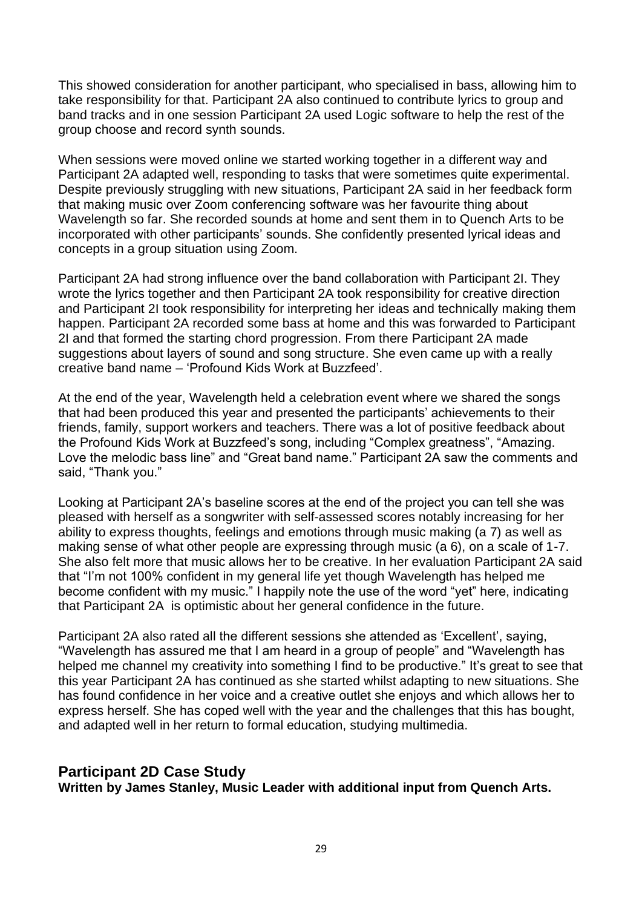This showed consideration for another participant, who specialised in bass, allowing him to take responsibility for that. Participant 2A also continued to contribute lyrics to group and band tracks and in one session Participant 2A used Logic software to help the rest of the group choose and record synth sounds.

When sessions were moved online we started working together in a different way and Participant 2A adapted well, responding to tasks that were sometimes quite experimental. Despite previously struggling with new situations, Participant 2A said in her feedback form that making music over Zoom conferencing software was her favourite thing about Wavelength so far. She recorded sounds at home and sent them in to Quench Arts to be incorporated with other participants' sounds. She confidently presented lyrical ideas and concepts in a group situation using Zoom.

Participant 2A had strong influence over the band collaboration with Participant 2I. They wrote the lyrics together and then Participant 2A took responsibility for creative direction and Participant 2I took responsibility for interpreting her ideas and technically making them happen. Participant 2A recorded some bass at home and this was forwarded to Participant 2I and that formed the starting chord progression. From there Participant 2A made suggestions about layers of sound and song structure. She even came up with a really creative band name – 'Profound Kids Work at Buzzfeed'.

At the end of the year, Wavelength held a celebration event where we shared the songs that had been produced this year and presented the participants' achievements to their friends, family, support workers and teachers. There was a lot of positive feedback about the Profound Kids Work at Buzzfeed's song, including "Complex greatness", "Amazing. Love the melodic bass line" and "Great band name." Participant 2A saw the comments and said, "Thank you."

Looking at Participant 2A's baseline scores at the end of the project you can tell she was pleased with herself as a songwriter with self-assessed scores notably increasing for her ability to express thoughts, feelings and emotions through music making (a 7) as well as making sense of what other people are expressing through music (a 6), on a scale of 1-7. She also felt more that music allows her to be creative. In her evaluation Participant 2A said that "I'm not 100% confident in my general life yet though Wavelength has helped me become confident with my music." I happily note the use of the word "yet" here, indicating that Participant 2A is optimistic about her general confidence in the future.

Participant 2A also rated all the different sessions she attended as 'Excellent', saying, "Wavelength has assured me that I am heard in a group of people" and "Wavelength has helped me channel my creativity into something I find to be productive." It's great to see that this year Participant 2A has continued as she started whilst adapting to new situations. She has found confidence in her voice and a creative outlet she enjoys and which allows her to express herself. She has coped well with the year and the challenges that this has bought, and adapted well in her return to formal education, studying multimedia.

## Participant 2D Case Study

**Written by James Stanley, Music Leader with additional input from Quench Arts.**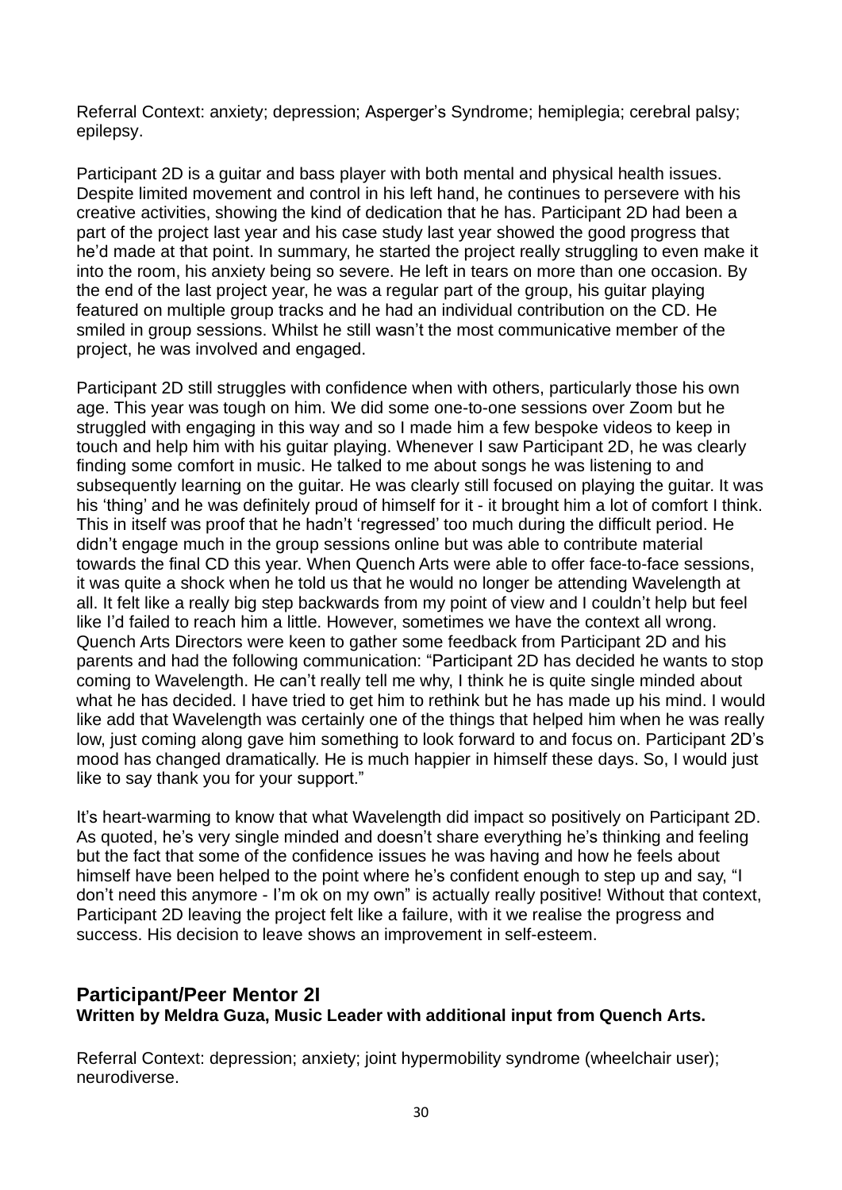Referral Context: anxiety; depression; Asperger's Syndrome; hemiplegia; cerebral palsy; epilepsy.

Participant 2D is a guitar and bass player with both mental and physical health issues. Despite limited movement and control in his left hand, he continues to persevere with his creative activities, showing the kind of dedication that he has. Participant 2D had been a part of the project last year and his case study last year showed the good progress that he'd made at that point. In summary, he started the project really struggling to even make it into the room, his anxiety being so severe. He left in tears on more than one occasion. By the end of the last project year, he was a regular part of the group, his guitar playing featured on multiple group tracks and he had an individual contribution on the CD. He smiled in group sessions. Whilst he still wasn't the most communicative member of the project, he was involved and engaged.

Participant 2D still struggles with confidence when with others, particularly those his own age. This year was tough on him. We did some one-to-one sessions over Zoom but he struggled with engaging in this way and so I made him a few bespoke videos to keep in touch and help him with his guitar playing. Whenever I saw Participant 2D, he was clearly finding some comfort in music. He talked to me about songs he was listening to and subsequently learning on the guitar. He was clearly still focused on playing the guitar. It was his 'thing' and he was definitely proud of himself for it - it brought him a lot of comfort I think. This in itself was proof that he hadn't 'regressed' too much during the difficult period. He didn't engage much in the group sessions online but was able to contribute material towards the final CD this year. When Quench Arts were able to offer face-to-face sessions, it was quite a shock when he told us that he would no longer be attending Wavelength at all. It felt like a really big step backwards from my point of view and I couldn't help but feel like I'd failed to reach him a little. However, sometimes we have the context all wrong. Quench Arts Directors were keen to gather some feedback from Participant 2D and his parents and had the following communication: "Participant 2D has decided he wants to stop coming to Wavelength. He can't really tell me why, I think he is quite single minded about what he has decided. I have tried to get him to rethink but he has made up his mind. I would like add that Wavelength was certainly one of the things that helped him when he was really low, just coming along gave him something to look forward to and focus on. Participant 2D's mood has changed dramatically. He is much happier in himself these days. So, I would just like to say thank you for your support."

It's heart-warming to know that what Wavelength did impact so positively on Participant 2D. As quoted, he's very single minded and doesn't share everything he's thinking and feeling but the fact that some of the confidence issues he was having and how he feels about himself have been helped to the point where he's confident enough to step up and say, "I don't need this anymore - I'm ok on my own" is actually really positive! Without that context, Participant 2D leaving the project felt like a failure, with it we realise the progress and success. His decision to leave shows an improvement in self-esteem.

## Participant/Peer Mentor 2I

**Written by Meldra Guza, Music Leader with additional input from Quench Arts.**

Referral Context: depression; anxiety; joint hypermobility syndrome (wheelchair user); neurodiverse.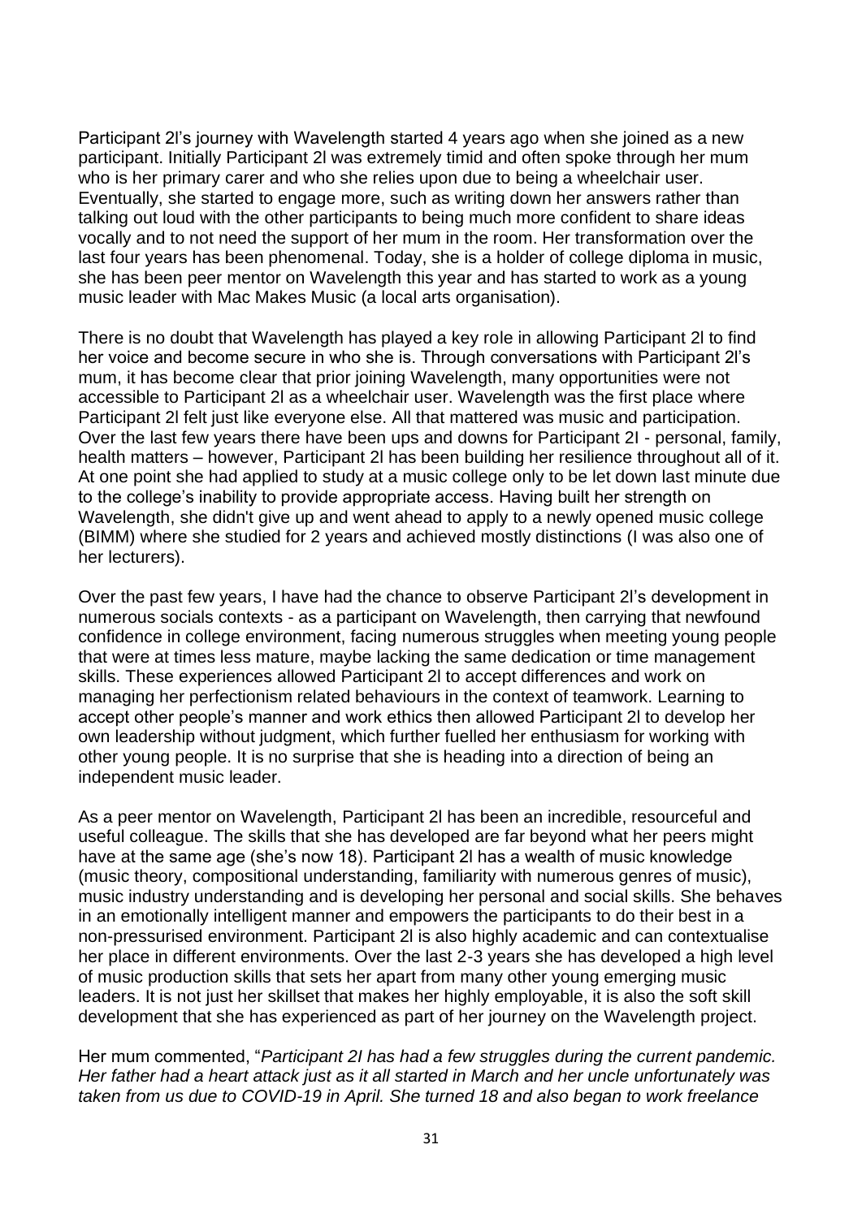Participant 2l's journey with Wavelength started 4 years ago when she joined as a new participant. Initially Participant 2l was extremely timid and often spoke through her mum who is her primary carer and who she relies upon due to being a wheelchair user. Eventually, she started to engage more, such as writing down her answers rather than talking out loud with the other participants to being much more confident to share ideas vocally and to not need the support of her mum in the room. Her transformation over the last four years has been phenomenal. Today, she is a holder of college diploma in music, she has been peer mentor on Wavelength this year and has started to work as a young music leader with Mac Makes Music (a local arts organisation).

There is no doubt that Wavelength has played a key role in allowing Participant 2l to find her voice and become secure in who she is. Through conversations with Participant 2l's mum, it has become clear that prior joining Wavelength, many opportunities were not accessible to Participant 2l as a wheelchair user. Wavelength was the first place where Participant 2l felt just like everyone else. All that mattered was music and participation. Over the last few years there have been ups and downs for Participant 2I - personal, family, health matters – however, Participant 2l has been building her resilience throughout all of it. At one point she had applied to study at a music college only to be let down last minute due to the college's inability to provide appropriate access. Having built her strength on Wavelength, she didn't give up and went ahead to apply to a newly opened music college (BIMM) where she studied for 2 years and achieved mostly distinctions (I was also one of her lecturers).

Over the past few years, I have had the chance to observe Participant 2l's development in numerous socials contexts - as a participant on Wavelength, then carrying that newfound confidence in college environment, facing numerous struggles when meeting young people that were at times less mature, maybe lacking the same dedication or time management skills. These experiences allowed Participant 2l to accept differences and work on managing her perfectionism related behaviours in the context of teamwork. Learning to accept other people's manner and work ethics then allowed Participant 2l to develop her own leadership without judgment, which further fuelled her enthusiasm for working with other young people. It is no surprise that she is heading into a direction of being an independent music leader.

As a peer mentor on Wavelength, Participant 2l has been an incredible, resourceful and useful colleague. The skills that she has developed are far beyond what her peers might have at the same age (she's now 18). Participant 2l has a wealth of music knowledge (music theory, compositional understanding, familiarity with numerous genres of music), music industry understanding and is developing her personal and social skills. She behaves in an emotionally intelligent manner and empowers the participants to do their best in a non-pressurised environment. Participant 2l is also highly academic and can contextualise her place in different environments. Over the last 2-3 years she has developed a high level of music production skills that sets her apart from many other young emerging music leaders. It is not just her skillset that makes her highly employable, it is also the soft skill development that she has experienced as part of her journey on the Wavelength project.

Her mum commented, "*Participant 2I has had a few struggles during the current pandemic. Her father had a heart attack just as it all started in March and her uncle unfortunately was taken from us due to COVID-19 in April. She turned 18 and also began to work freelance*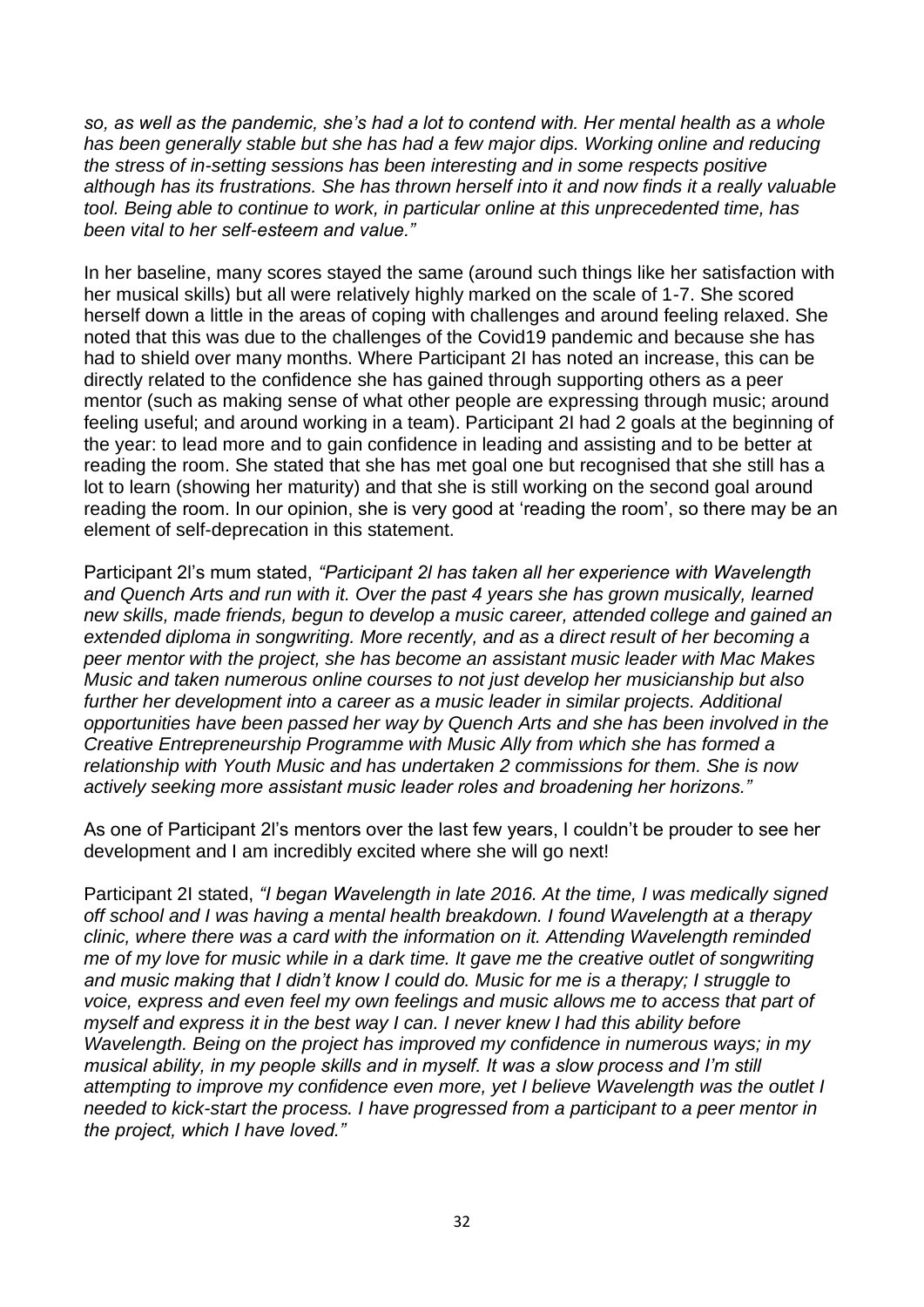*so, as well as the pandemic, she's had a lot to contend with. Her mental health as a whole has been generally stable but she has had a few major dips. Working online and reducing the stress of in-setting sessions has been interesting and in some respects positive although has its frustrations. She has thrown herself into it and now finds it a really valuable tool. Being able to continue to work, in particular online at this unprecedented time, has been vital to her self-esteem and value."*

In her baseline, many scores stayed the same (around such things like her satisfaction with her musical skills) but all were relatively highly marked on the scale of 1-7. She scored herself down a little in the areas of coping with challenges and around feeling relaxed. She noted that this was due to the challenges of the Covid19 pandemic and because she has had to shield over many months. Where Participant 2I has noted an increase, this can be directly related to the confidence she has gained through supporting others as a peer mentor (such as making sense of what other people are expressing through music; around feeling useful; and around working in a team). Participant 2I had 2 goals at the beginning of the year: to lead more and to gain confidence in leading and assisting and to be better at reading the room. She stated that she has met goal one but recognised that she still has a lot to learn (showing her maturity) and that she is still working on the second goal around reading the room. In our opinion, she is very good at 'reading the room', so there may be an element of self-deprecation in this statement.

Participant 2I's mum stated, *"Participant 2I has taken all her experience with Wavelength and Quench Arts and run with it. Over the past 4 years she has grown musically, learned new skills, made friends, begun to develop a music career, attended college and gained an extended diploma in songwriting. More recently, and as a direct result of her becoming a peer mentor with the project, she has become an assistant music leader with Mac Makes Music and taken numerous online courses to not just develop her musicianship but also further her development into a career as a music leader in similar projects. Additional opportunities have been passed her way by Quench Arts and she has been involved in the Creative Entrepreneurship Programme with Music Ally from which she has formed a relationship with Youth Music and has undertaken 2 commissions for them. She is now actively seeking more assistant music leader roles and broadening her horizons."*

As one of Participant 2I's mentors over the last few years, I couldn't be prouder to see her development and I am incredibly excited where she will go next!

Participant 2I stated, *"I began Wavelength in late 2016. At the time, I was medically signed off school and I was having a mental health breakdown. I found Wavelength at a therapy clinic, where there was a card with the information on it. Attending Wavelength reminded me of my love for music while in a dark time. It gave me the creative outlet of songwriting and music making that I didn't know I could do. Music for me is a therapy; I struggle to voice, express and even feel my own feelings and music allows me to access that part of myself and express it in the best way I can. I never knew I had this ability before Wavelength. Being on the project has improved my confidence in numerous ways; in my musical ability, in my people skills and in myself. It was a slow process and I'm still attempting to improve my confidence even more, yet I believe Wavelength was the outlet I needed to kick-start the process. I have progressed from a participant to a peer mentor in the project, which I have loved."*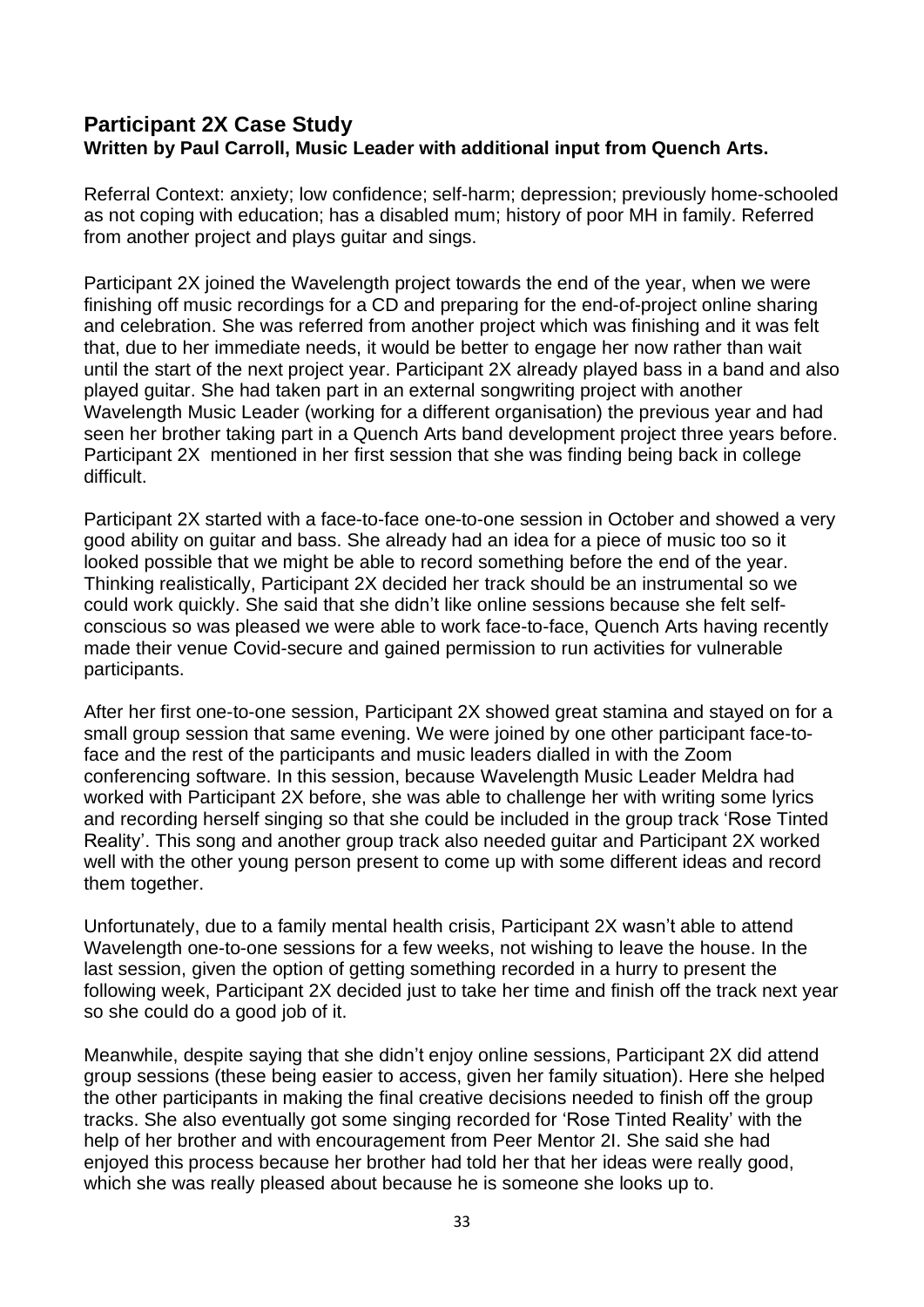## Participant 2X Case Study

**Written by Paul Carroll, Music Leader with additional input from Quench Arts.**

Referral Context: anxiety; low confidence; self-harm; depression; previously home-schooled as not coping with education; has a disabled mum; history of poor MH in family. Referred from another project and plays guitar and sings.

Participant 2X joined the Wavelength project towards the end of the year, when we were finishing off music recordings for a CD and preparing for the end-of-project online sharing and celebration. She was referred from another project which was finishing and it was felt that, due to her immediate needs, it would be better to engage her now rather than wait until the start of the next project year. Participant 2X already played bass in a band and also played guitar. She had taken part in an external songwriting project with another Wavelength Music Leader (working for a different organisation) the previous year and had seen her brother taking part in a Quench Arts band development project three years before. Participant 2X mentioned in her first session that she was finding being back in college difficult.

Participant 2X started with a face-to-face one-to-one session in October and showed a very good ability on guitar and bass. She already had an idea for a piece of music too so it looked possible that we might be able to record something before the end of the year. Thinking realistically, Participant 2X decided her track should be an instrumental so we could work quickly. She said that she didn't like online sessions because she felt self-conscious so was pleased we were able to work face-to-face, Quench Arts having recently made their venue Covid-secure and gained permission to run activities for vulnerable participants.

After her first one-to-one session, Participant 2X showed great stamina and stayed on for a small group session that same evening. We were joined by one other participant face-to-face and the rest of the participants and music leaders dialled in with the Zoom conferencing software. In this session, because Wavelength Music Leader Meldra had worked with Participant 2X before, she was able to challenge her with writing some lyrics and recording herself singing so that she could be included in the group track 'Rose Tinted Reality'. This song and another group track also needed guitar and Participant 2X worked well with the other young person present to come up with some different ideas and record them together.

Unfortunately, due to a family mental health crisis, Participant 2X wasn't able to attend Wavelength one-to-one sessions for a few weeks, not wishing to leave the house. In the last session, given the option of getting something recorded in a hurry to present the following week, Participant 2X decided just to take her time and finish off the track next year so she could do a good job of it.

Meanwhile, despite saying that she didn't enjoy online sessions, Participant 2X did attend group sessions (these being easier to access, given her family situation). Here she helped the other participants in making the final creative decisions needed to finish off the group tracks. She also eventually got some singing recorded for 'Rose Tinted Reality' with the help of her brother and with encouragement from Peer Mentor 2I. She said she had enjoyed this process because her brother had told her that her ideas were really good, which she was really pleased about because he is someone she looks up to.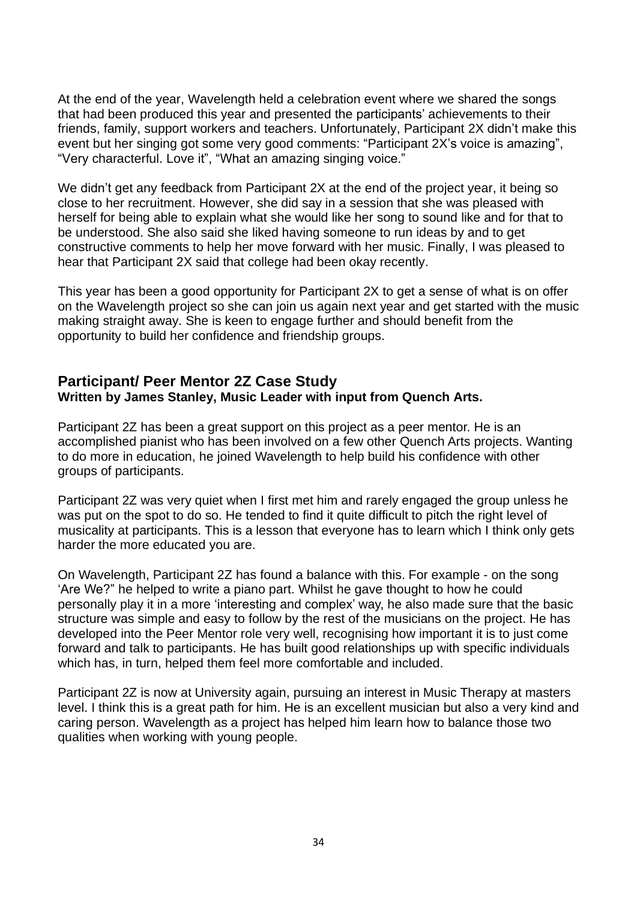At the end of the year, Wavelength held a celebration event where we shared the songs that had been produced this year and presented the participants' achievements to their friends, family, support workers and teachers. Unfortunately, Participant 2X didn't make this event but her singing got some very good comments: "Participant 2X's voice is amazing", "Very characterful. Love it", "What an amazing singing voice."

We didn't get any feedback from Participant 2X at the end of the project year, it being so close to her recruitment. However, she did say in a session that she was pleased with herself for being able to explain what she would like her song to sound like and for that to be understood. She also said she liked having someone to run ideas by and to get constructive comments to help her move forward with her music. Finally, I was pleased to hear that Participant 2X said that college had been okay recently.

This year has been a good opportunity for Participant 2X to get a sense of what is on offer on the Wavelength project so she can join us again next year and get started with the music making straight away. She is keen to engage further and should benefit from the opportunity to build her confidence and friendship groups.

## Participant/ Peer Mentor 2Z Case Study

**Written by James Stanley, Music Leader with input from Quench Arts.**

Participant 2Z has been a great support on this project as a peer mentor. He is an accomplished pianist who has been involved on a few other Quench Arts projects. Wanting to do more in education, he joined Wavelength to help build his confidence with other groups of participants.

Participant 2Z was very quiet when I first met him and rarely engaged the group unless he was put on the spot to do so. He tended to find it quite difficult to pitch the right level of musicality at participants. This is a lesson that everyone has to learn which I think only gets harder the more educated you are.

On Wavelength, Participant 2Z has found a balance with this. For example - on the song 'Are We?" he helped to write a piano part. Whilst he gave thought to how he could personally play it in a more 'interesting and complex' way, he also made sure that the basic structure was simple and easy to follow by the rest of the musicians on the project. He has developed into the Peer Mentor role very well, recognising how important it is to just come forward and talk to participants. He has built good relationships up with specific individuals which has, in turn, helped them feel more comfortable and included.

Participant 2Z is now at University again, pursuing an interest in Music Therapy at masters level. I think this is a great path for him. He is an excellent musician but also a very kind and caring person. Wavelength as a project has helped him learn how to balance those two qualities when working with young people.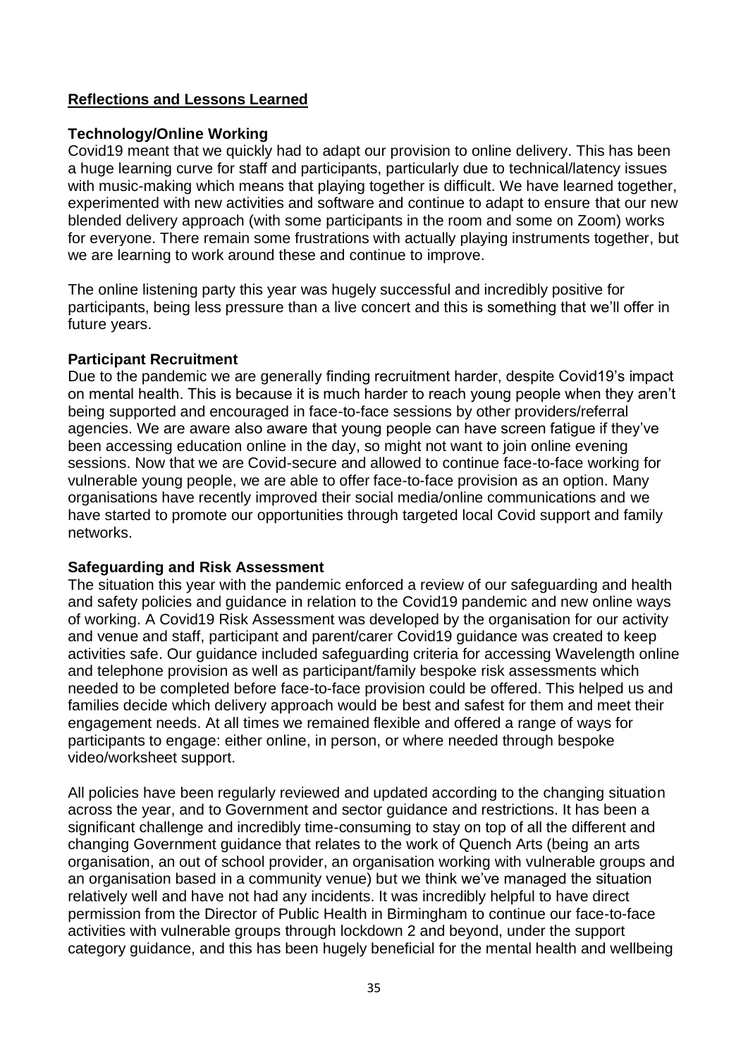## Reflections and Lessons Learned

### Technology/Online Working

Covid19 meant that we quickly had to adapt our provision to online delivery. This has been a huge learning curve for staff and participants, particularly due to technical/latency issues with music-making which means that playing together is difficult. We have learned together, experimented with new activities and software and continue to adapt to ensure that our new blended delivery approach (with some participants in the room and some on Zoom) works for everyone. There remain some frustrations with actually playing instruments together, but we are learning to work around these and continue to improve.

The online listening party this year was hugely successful and incredibly positive for participants, being less pressure than a live concert and this is something that we'll offer in future years.

### Participant Recruitment

Due to the pandemic we are generally finding recruitment harder, despite Covid19's impact on mental health. This is because it is much harder to reach young people when they aren't being supported and encouraged in face-to-face sessions by other providers/referral agencies. We are aware also aware that young people can have screen fatigue if they've been accessing education online in the day, so might not want to join online evening sessions. Now that we are Covid-secure and allowed to continue face-to-face working for vulnerable young people, we are able to offer face-to-face provision as an option. Many organisations have recently improved their social media/online communications and we have started to promote our opportunities through targeted local Covid support and family networks.

### Safeguarding and Risk Assessment

The situation this year with the pandemic enforced a review of our safeguarding and health and safety policies and guidance in relation to the Covid19 pandemic and new online ways of working. A Covid19 Risk Assessment was developed by the organisation for our activity and venue and staff, participant and parent/carer Covid19 guidance was created to keep activities safe. Our guidance included safeguarding criteria for accessing Wavelength online and telephone provision as well as participant/family bespoke risk assessments which needed to be completed before face-to-face provision could be offered. This helped us and families decide which delivery approach would be best and safest for them and meet their engagement needs. At all times we remained flexible and offered a range of ways for participants to engage: either online, in person, or where needed through bespoke video/worksheet support.

All policies have been regularly reviewed and updated according to the changing situation across the year, and to Government and sector guidance and restrictions. It has been a significant challenge and incredibly time-consuming to stay on top of all the different and changing Government guidance that relates to the work of Quench Arts (being an arts organisation, an out of school provider, an organisation working with vulnerable groups and an organisation based in a community venue) but we think we've managed the situation relatively well and have not had any incidents. It was incredibly helpful to have direct permission from the Director of Public Health in Birmingham to continue our face-to-face activities with vulnerable groups through lockdown 2 and beyond, under the support category guidance, and this has been hugely beneficial for the mental health and wellbeing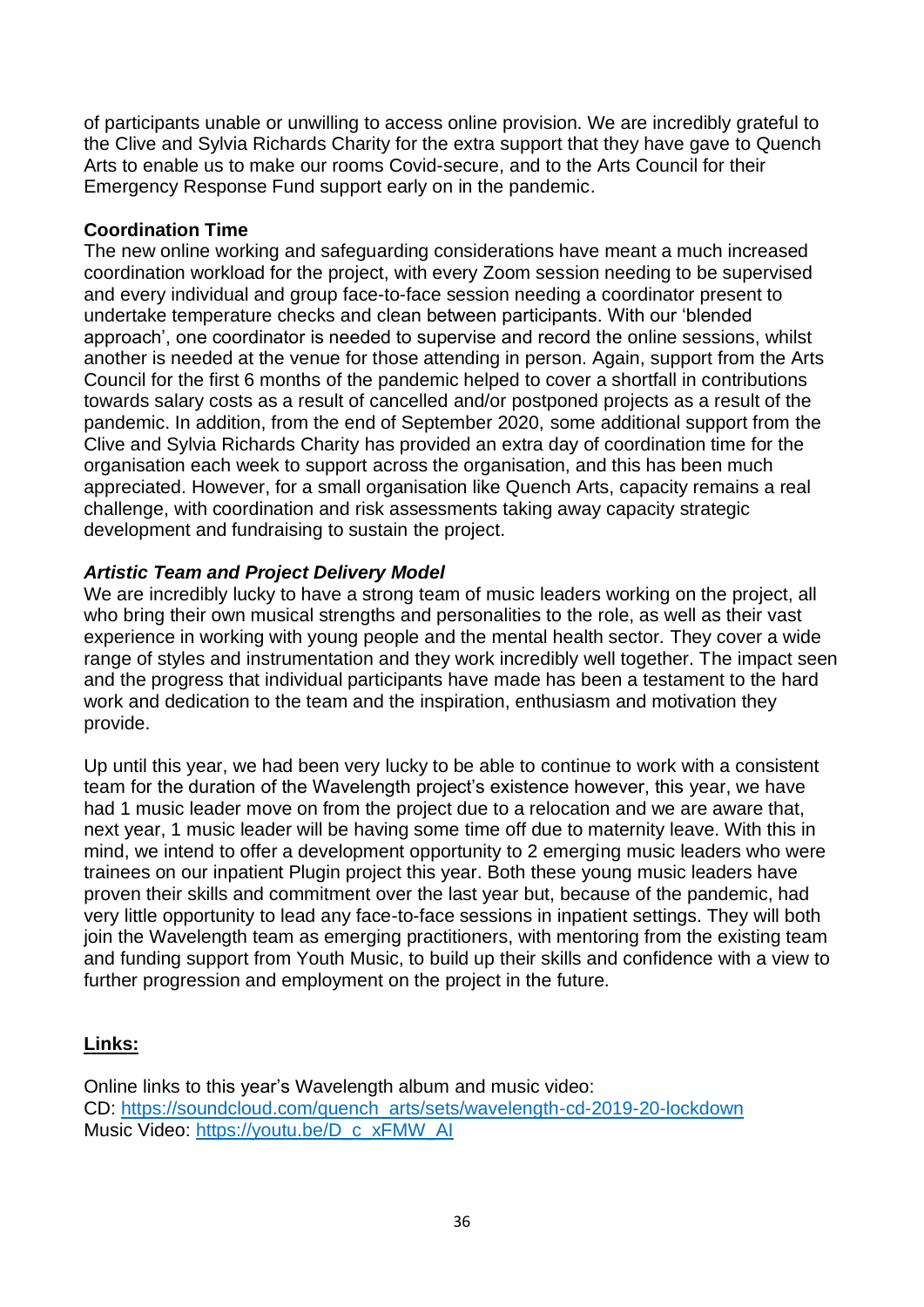of participants unable or unwilling to access online provision. We are incredibly grateful to the Clive and Sylvia Richards Charity for the extra support that they have gave to Quench Arts to enable us to make our rooms Covid-secure, and to the Arts Council for their Emergency Response Fund support early on in the pandemic.

**Coordination Time**

The new online working and safeguarding considerations have meant a much increased coordination workload for the project, with every Zoom session needing to be supervised and every individual and group face-to-face session needing a coordinator present to undertake temperature checks and clean between participants. With our 'blended approach', one coordinator is needed to supervise and record the online sessions, whilst another is needed at the venue for those attending in person. Again, support from the Arts Council for the first 6 months of the pandemic helped to cover a shortfall in contributions towards salary costs as a result of cancelled and/or postponed projects as a result of the pandemic. In addition, from the end of September 2020, some additional support from the Clive and Sylvia Richards Charity has provided an extra day of coordination time for the organisation each week to support across the organisation, and this has been much appreciated. However, for a small organisation like Quench Arts, capacity remains a real challenge, with coordination and risk assessments taking away capacity strategic development and fundraising to sustain the project.

***Artistic Team and Project Delivery Model***

We are incredibly lucky to have a strong team of music leaders working on the project, all who bring their own musical strengths and personalities to the role, as well as their vast experience in working with young people and the mental health sector. They cover a wide range of styles and instrumentation and they work incredibly well together. The impact seen and the progress that individual participants have made has been a testament to the hard work and dedication to the team and the inspiration, enthusiasm and motivation they provide.

Up until this year, we had been very lucky to be able to continue to work with a consistent team for the duration of the Wavelength project's existence however, this year, we have had 1 music leader move on from the project due to a relocation and we are aware that, next year, 1 music leader will be having some time off due to maternity leave. With this in mind, we intend to offer a development opportunity to 2 emerging music leaders who were trainees on our inpatient Plugin project this year. Both these young music leaders have proven their skills and commitment over the last year but, because of the pandemic, had very little opportunity to lead any face-to-face sessions in inpatient settings. They will both join the Wavelength team as emerging practitioners, with mentoring from the existing team and funding support from Youth Music, to build up their skills and confidence with a view to further progression and employment on the project in the future.

**Links:**

Online links to this year's Wavelength album and music video:
CD: https://soundcloud.com/quench_arts/sets/wavelength-cd-2019-20-lockdown
Music Video: https://youtu.be/D_c_xFMW_AI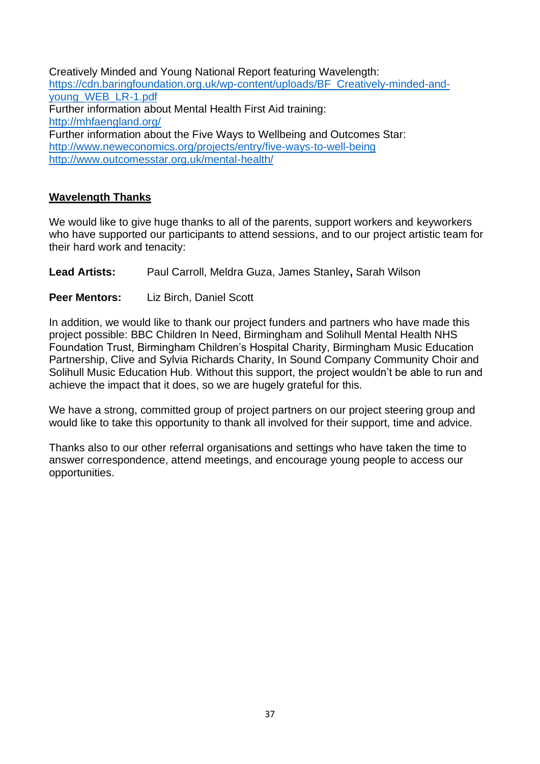Creatively Minded and Young National Report featuring Wavelength:
https://cdn.baringfoundation.org.uk/wp-content/uploads/BF_Creatively-minded-and-young_WEB_LR-1.pdf
Further information about Mental Health First Aid training:
http://mhfaengland.org/
Further information about the Five Ways to Wellbeing and Outcomes Star:
http://www.neweconomics.org/projects/entry/five-ways-to-well-being
http://www.outcomesstar.org.uk/mental-health/

## Wavelength Thanks

We would like to give huge thanks to all of the parents, support workers and keyworkers who have supported our participants to attend sessions, and to our project artistic team for their hard work and tenacity:

**Lead Artists:** Paul Carroll, Meldra Guza, James Stanley**,** Sarah Wilson

**Peer Mentors:** Liz Birch, Daniel Scott

In addition, we would like to thank our project funders and partners who have made this project possible: BBC Children In Need, Birmingham and Solihull Mental Health NHS Foundation Trust, Birmingham Children's Hospital Charity, Birmingham Music Education Partnership, Clive and Sylvia Richards Charity, In Sound Company Community Choir and Solihull Music Education Hub. Without this support, the project wouldn't be able to run and achieve the impact that it does, so we are hugely grateful for this.

We have a strong, committed group of project partners on our project steering group and would like to take this opportunity to thank all involved for their support, time and advice.

Thanks also to our other referral organisations and settings who have taken the time to answer correspondence, attend meetings, and encourage young people to access our opportunities.